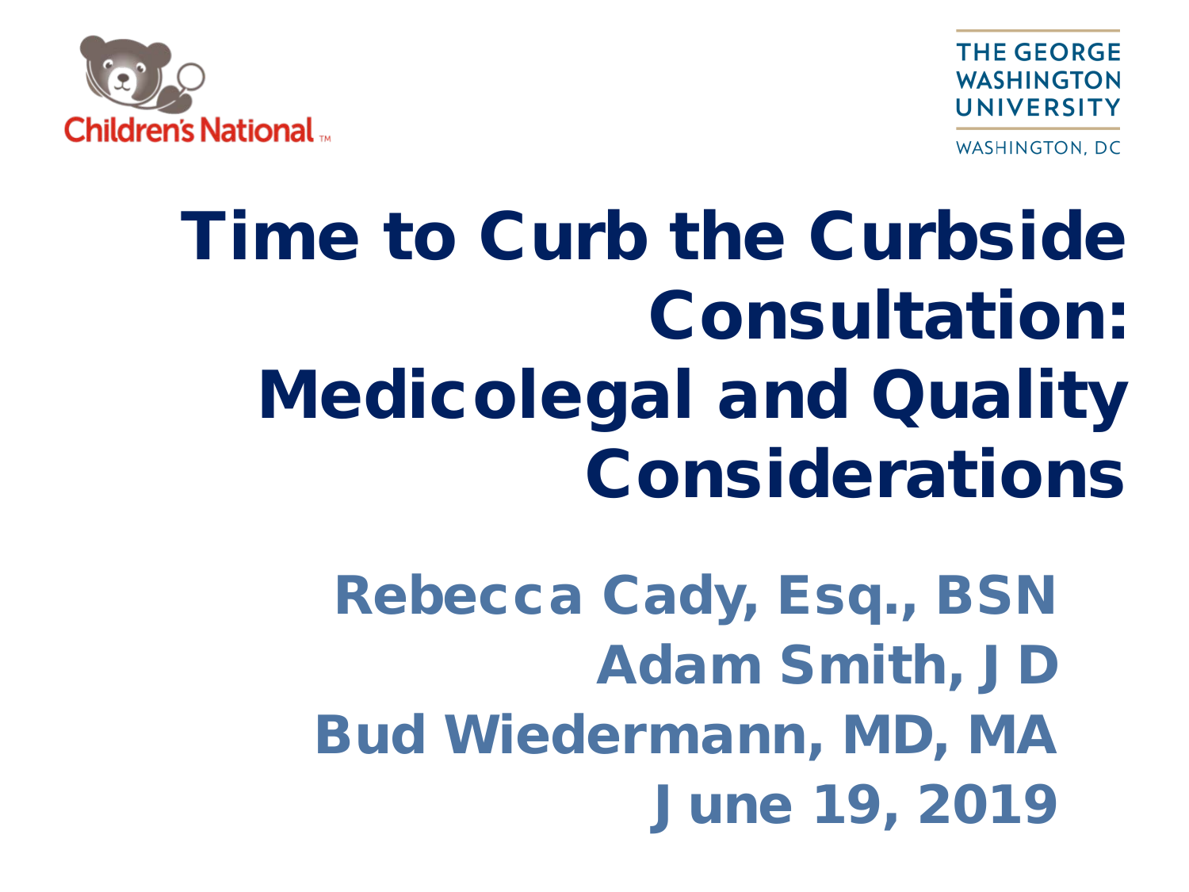Children's National

THE GEORGE WASHINGTON UNIVERSITY

WASHINGTON, DC

# Time to Curb the Curbside Consultation: Medicolegal and Quality Considerations

**Rebecca Cady, Esq., BSN**
**Adam Smith, JD**
**Bud Wiedermann, MD, MA**
**June 19, 2019**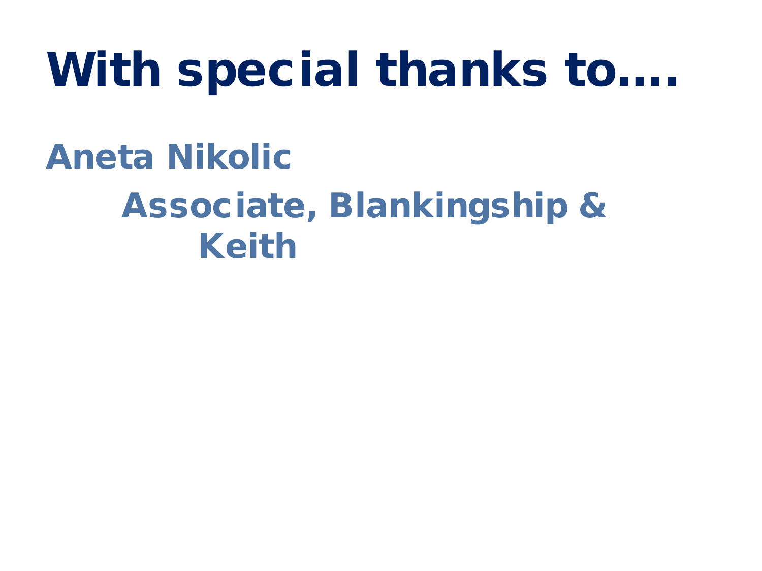# With special thanks to….

**Aneta Nikolic**

**Associate, Blankingship & Keith**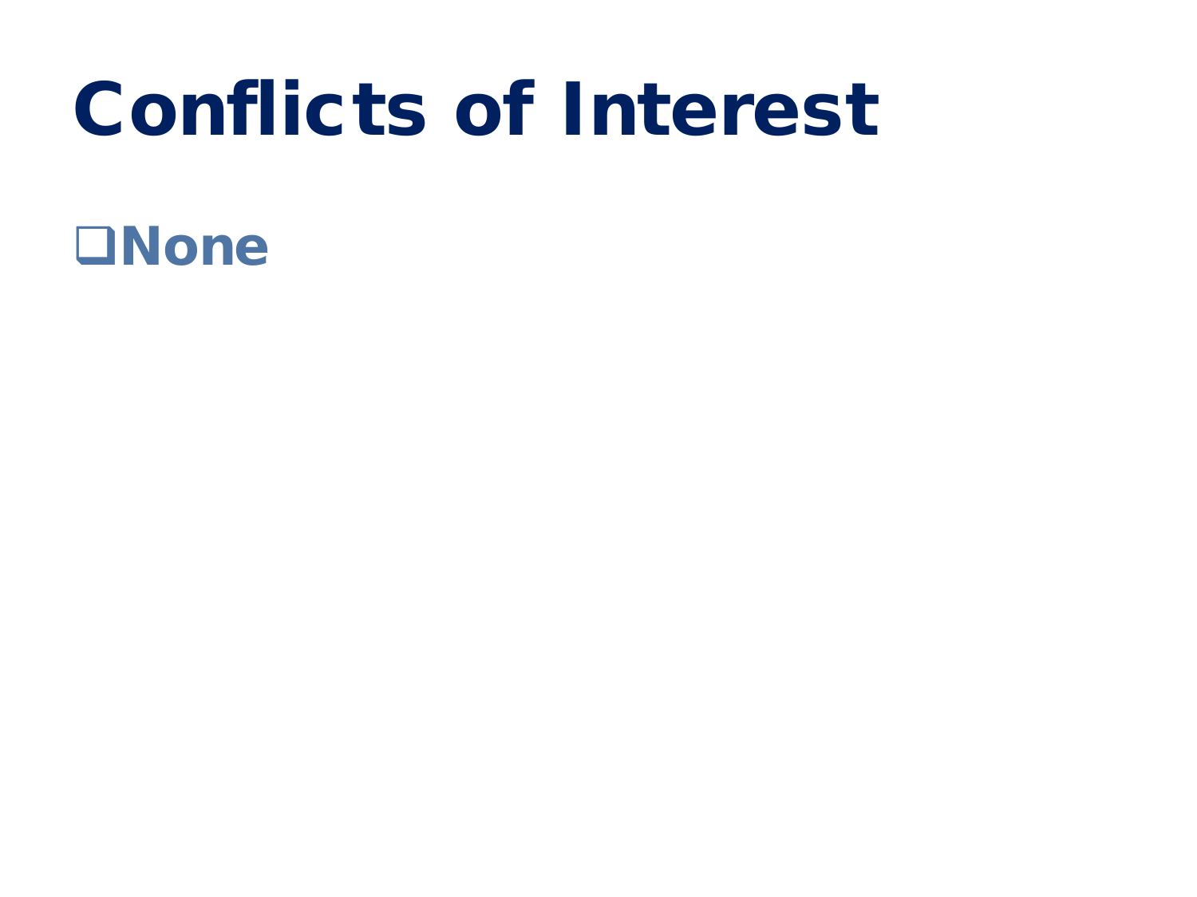# Conflicts of Interest

- **None**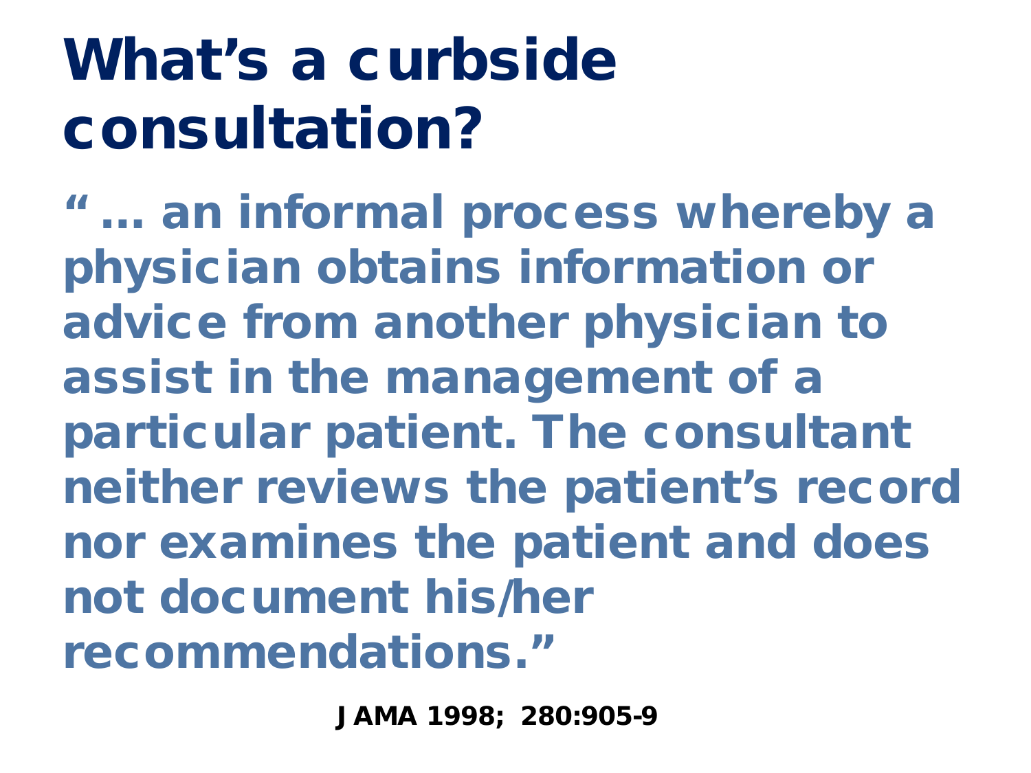# What's a curbside consultation?

**" … an informal process whereby a physician obtains information or advice from another physician to assist in the management of a particular patient. The consultant neither reviews the patient's record nor examines the patient and does not document his/her recommendations."**

**JAMA 1998; 280:905-9**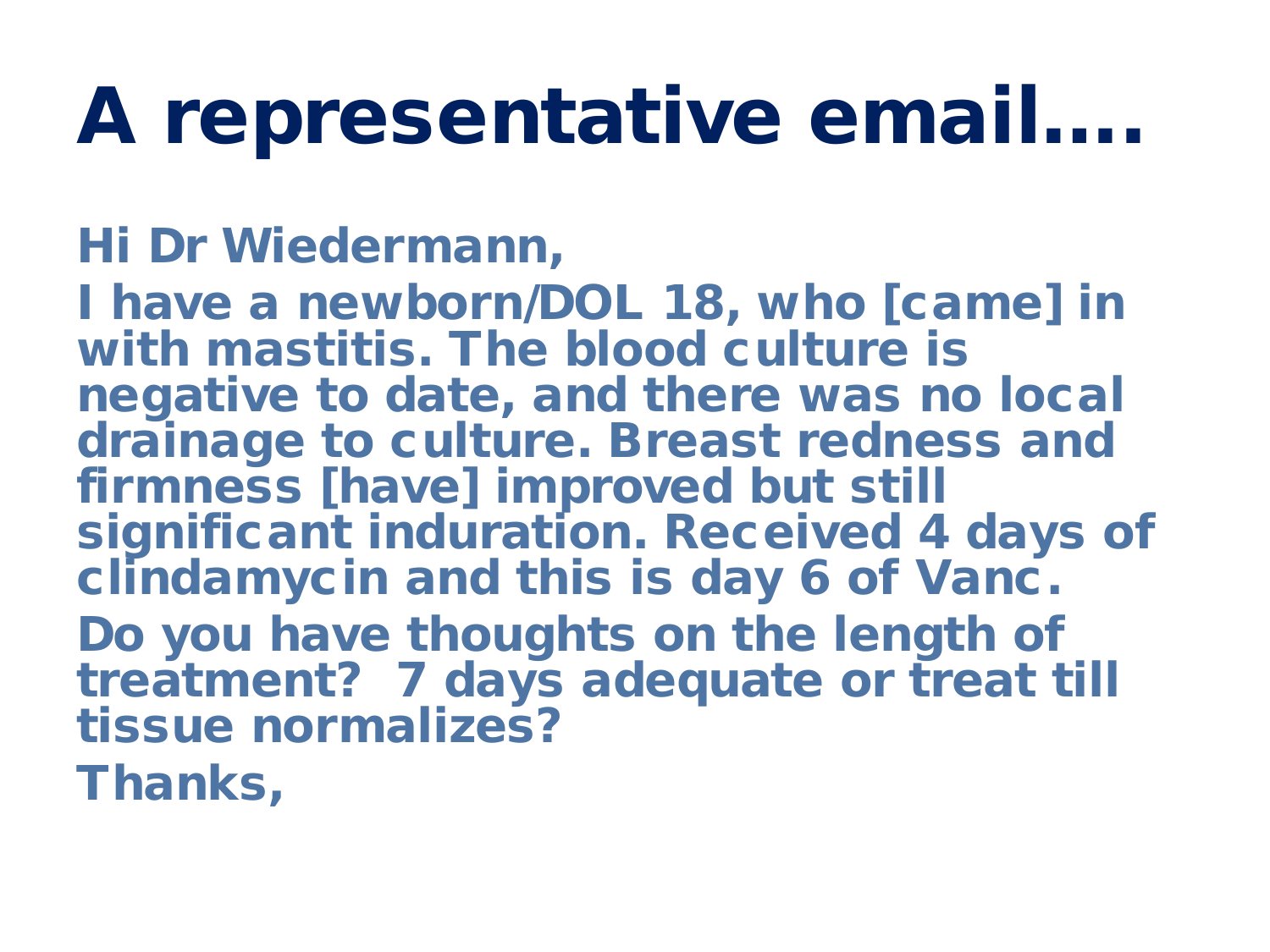# A representative email….

Hi Dr Wiedermann,

I have a newborn/DOL 18, who [came] in with mastitis. The blood culture is negative to date, and there was no local drainage to culture. Breast redness and firmness [have] improved but still significant induration. Received 4 days of clindamycin and this is day 6 of Vanc.

Do you have thoughts on the length of treatment? 7 days adequate or treat till tissue normalizes?

Thanks,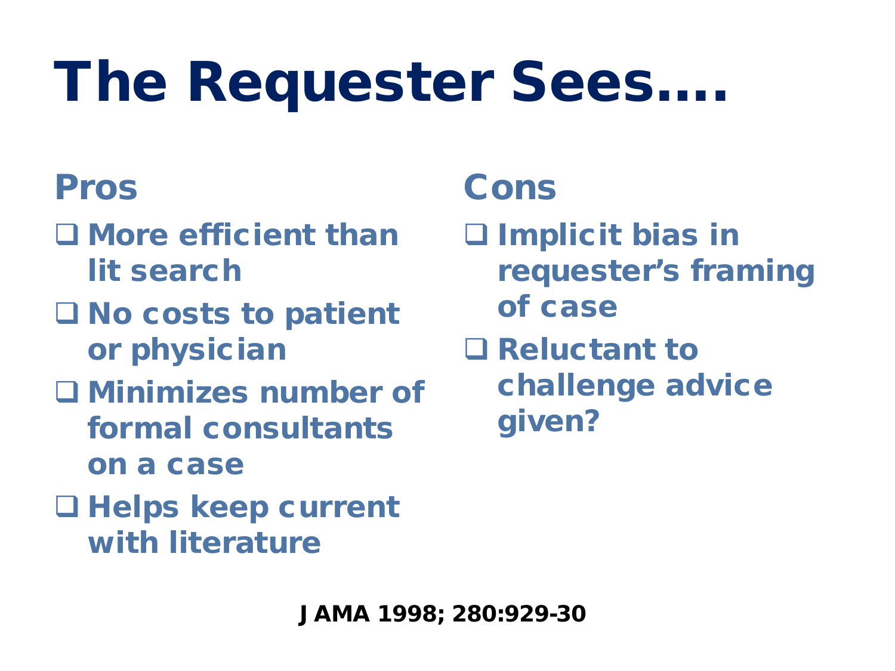# The Requester Sees….

## Pros

- More efficient than lit search
- No costs to patient or physician
- Minimizes number of formal consultants on a case
- Helps keep current with literature

## Cons

- Implicit bias in requester's framing of case
- Reluctant to challenge advice given?

JAMA 1998; 280:929-30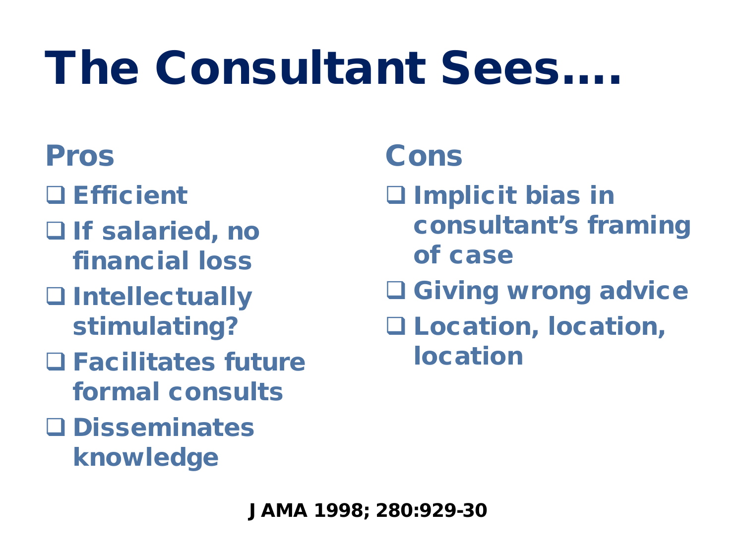# The Consultant Sees….

## Pros

- Efficient
- If salaried, no financial loss
- Intellectually stimulating?
- Facilitates future formal consults
- Disseminates knowledge

## Cons

- Implicit bias in consultant's framing of case
- Giving wrong advice
- Location, location, location

**JAMA 1998; 280:929-30**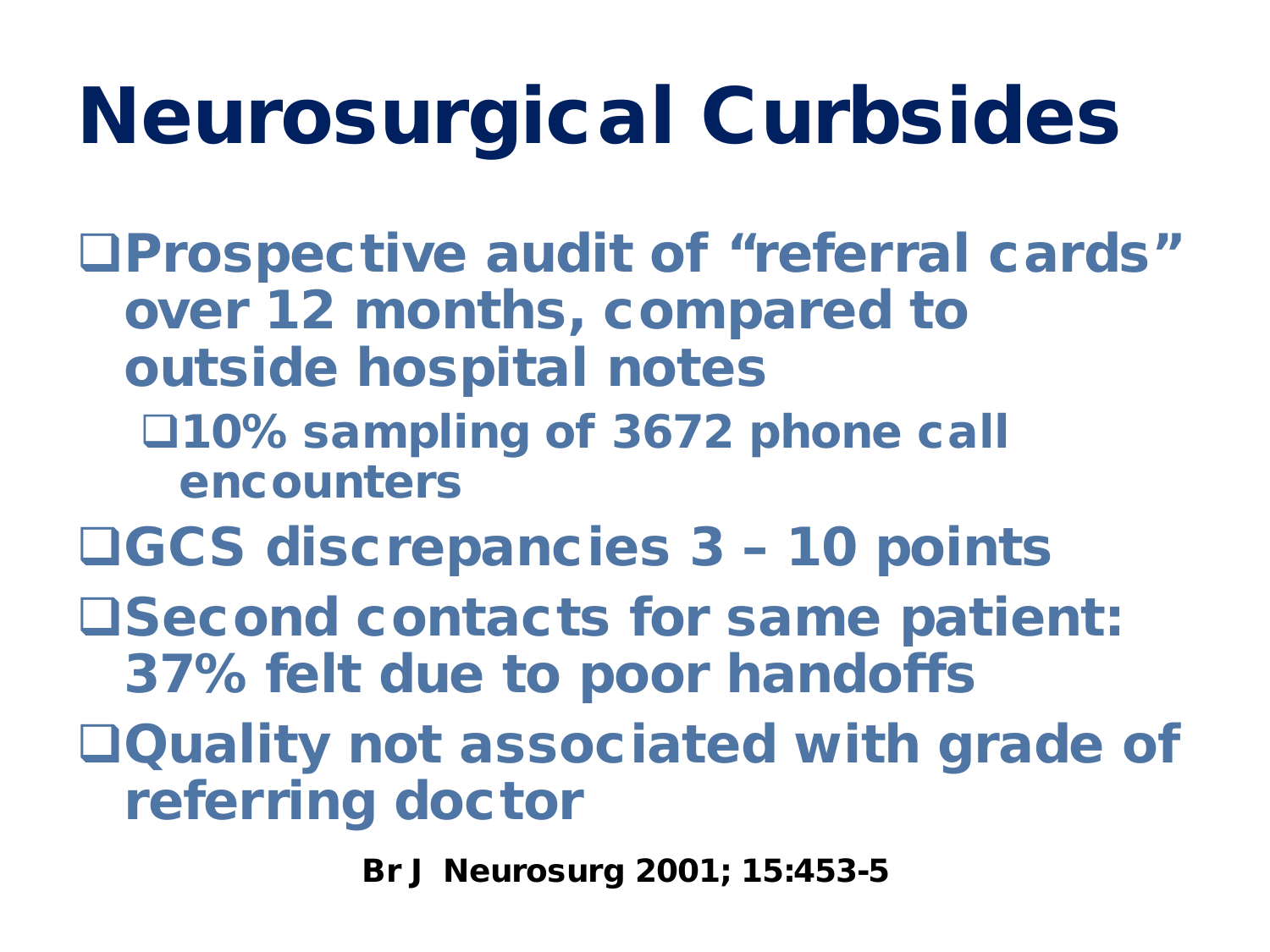# Neurosurgical Curbsides

- Prospective audit of “referral cards” over 12 months, compared to outside hospital notes
  - 10% sampling of 3672 phone call encounters
- GCS discrepancies 3 – 10 points
- Second contacts for same patient: 37% felt due to poor handoffs
- Quality not associated with grade of referring doctor

**Br J Neurosurg 2001; 15:453-5**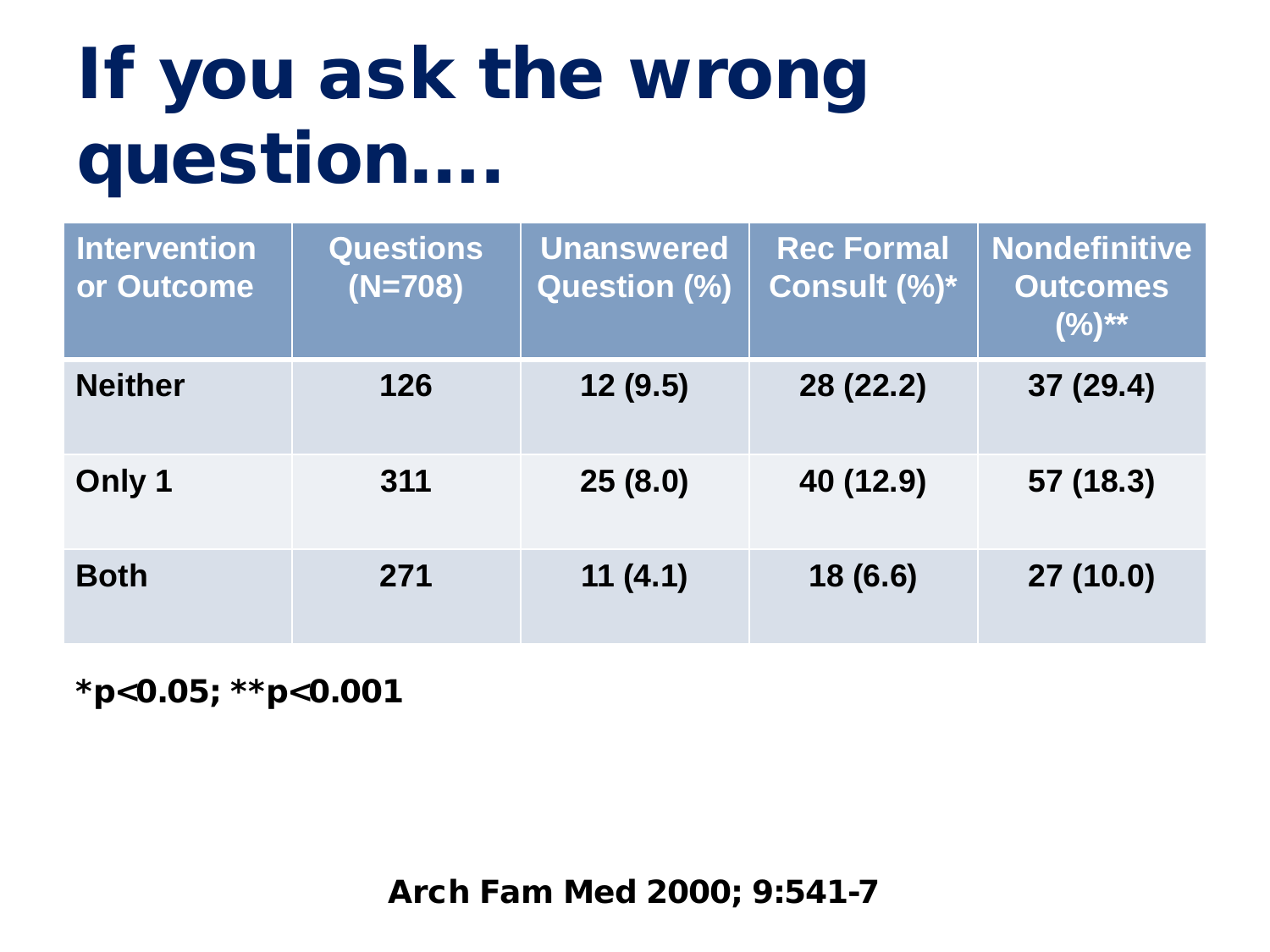# If you ask the wrong question….

| Intervention or Outcome | Questions (N=708) | Unanswered Question (%) | Rec Formal Consult (%)* | Nondefinitive Outcomes (%)** |
|---|---|---|---|---|
| Neither | 126 | 12 (9.5) | 28 (22.2) | 37 (29.4) |
| Only 1 | 311 | 25 (8.0) | 40 (12.9) | 57 (18.3) |
| Both | 271 | 11 (4.1) | 18 (6.6) | 27 (10.0) |

*$p<0.05$; **$p<0.001$

Arch Fam Med 2000; 9:541-7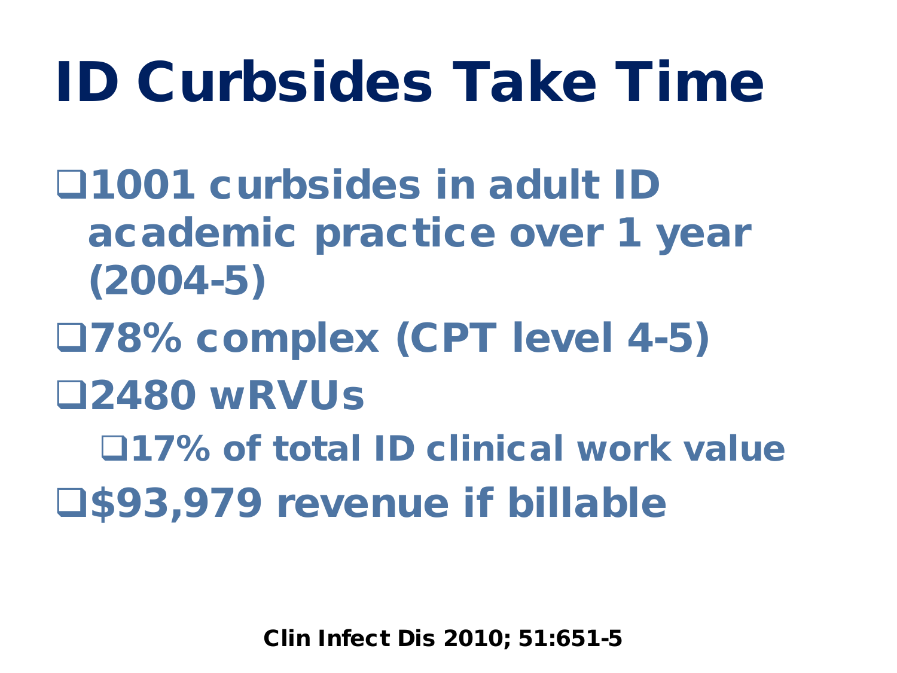# ID Curbsides Take Time

- 1001 curbsides in adult ID academic practice over 1 year (2004-5)
- 78% complex (CPT level 4-5)
- 2480 wRVUs
  - 17% of total ID clinical work value
- $93,979 revenue if billable

Clin Infect Dis 2010; 51:651-5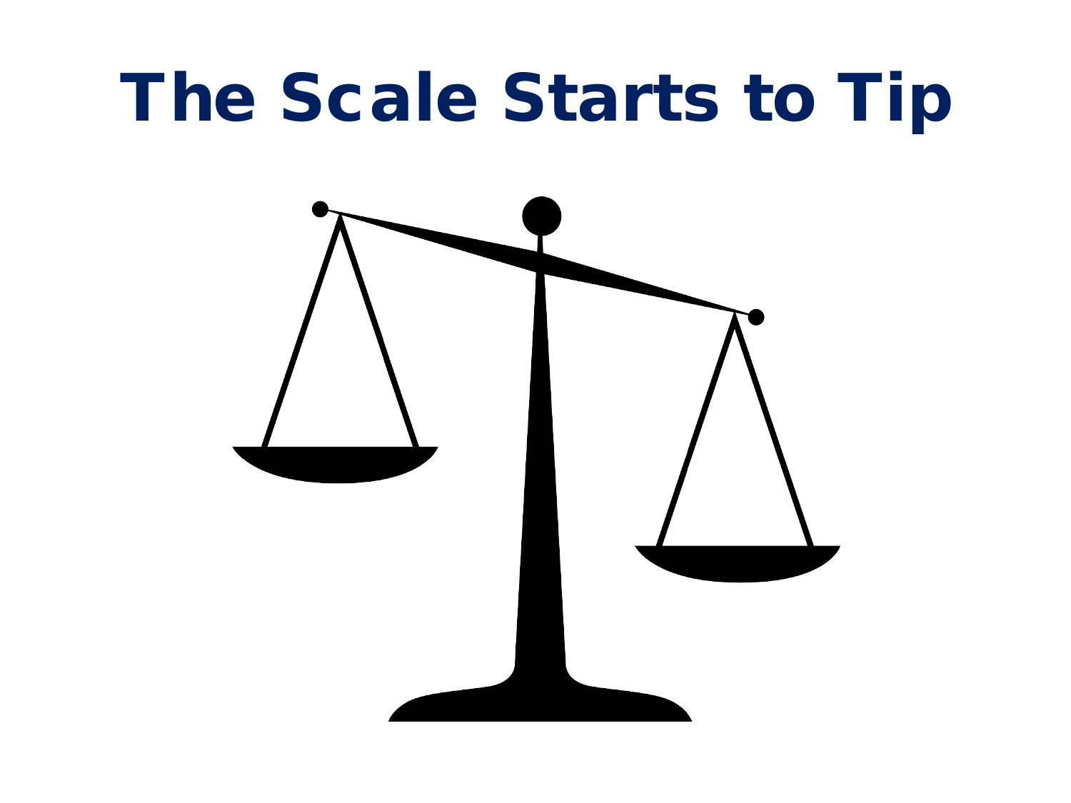# The Scale Starts to Tip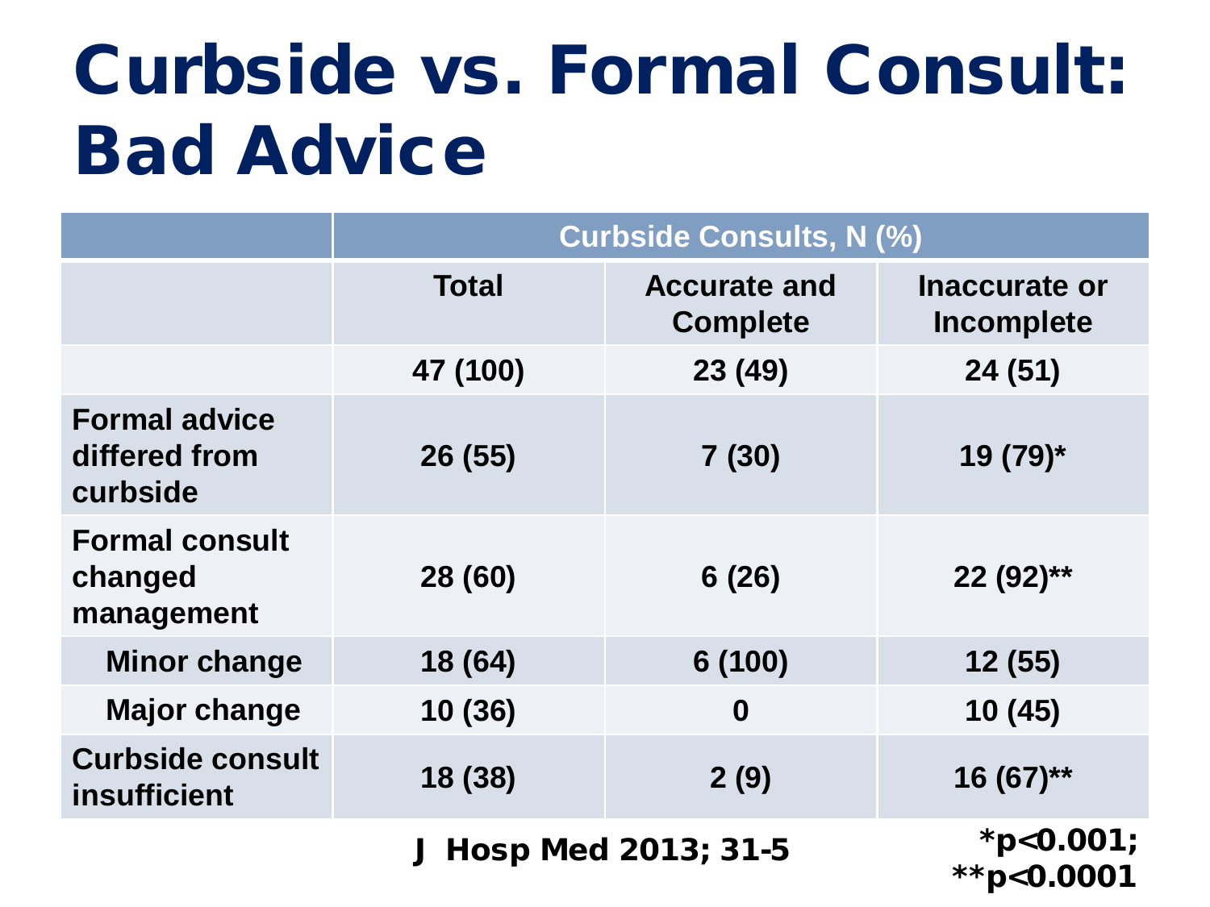# Curbside vs. Formal Consult: Bad Advice

| | Curbside Consults, N (%) | | |
|---|---|---|---|
| | **Total** | **Accurate and Complete** | **Inaccurate or Incomplete** |
| | **47 (100)** | **23 (49)** | **24 (51)** |
| **Formal advice differed from curbside** | **26 (55)** | **7 (30)** | **19 (79)*** |
| **Formal consult changed management** | **28 (60)** | **6 (26)** | **22 (92)**** |
| **Minor change** | **18 (64)** | **6 (100)** | **12 (55)** |
| **Major change** | **10 (36)** | **0** | **10 (45)** |
| **Curbside consult insufficient** | **18 (38)** | **2 (9)** | **16 (67)**** |

**J Hosp Med 2013; 31-5**

**$*p<0.001$; $**p<0.0001$**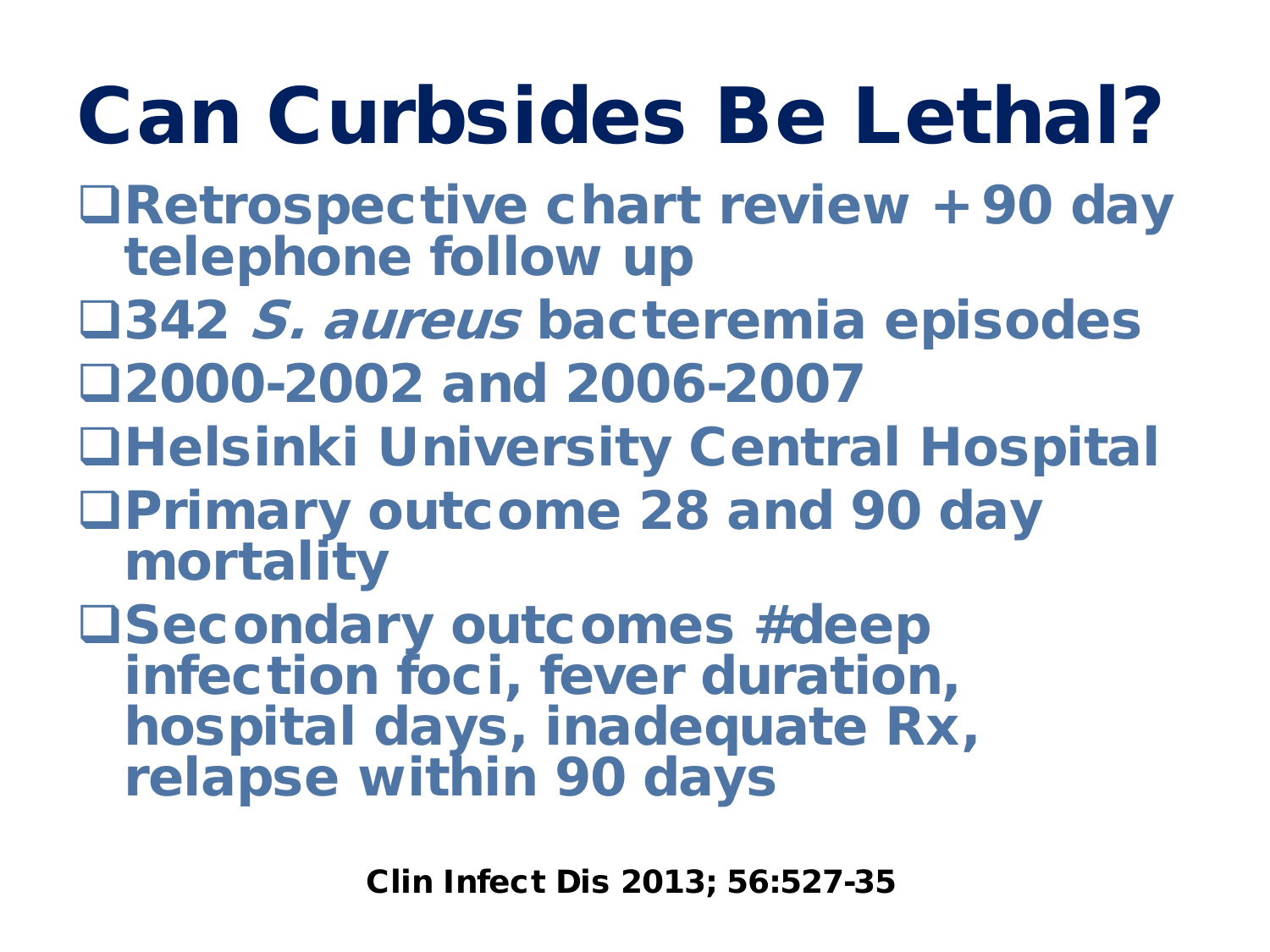# Can Curbsides Be Lethal?

- Retrospective chart review + 90 day telephone follow up
- 342 *S. aureus* bacteremia episodes
- 2000-2002 and 2006-2007
- Helsinki University Central Hospital
- Primary outcome 28 and 90 day mortality
- Secondary outcomes #deep infection foci, fever duration, hospital days, inadequate Rx, relapse within 90 days

**Clin Infect Dis 2013; 56:527-35**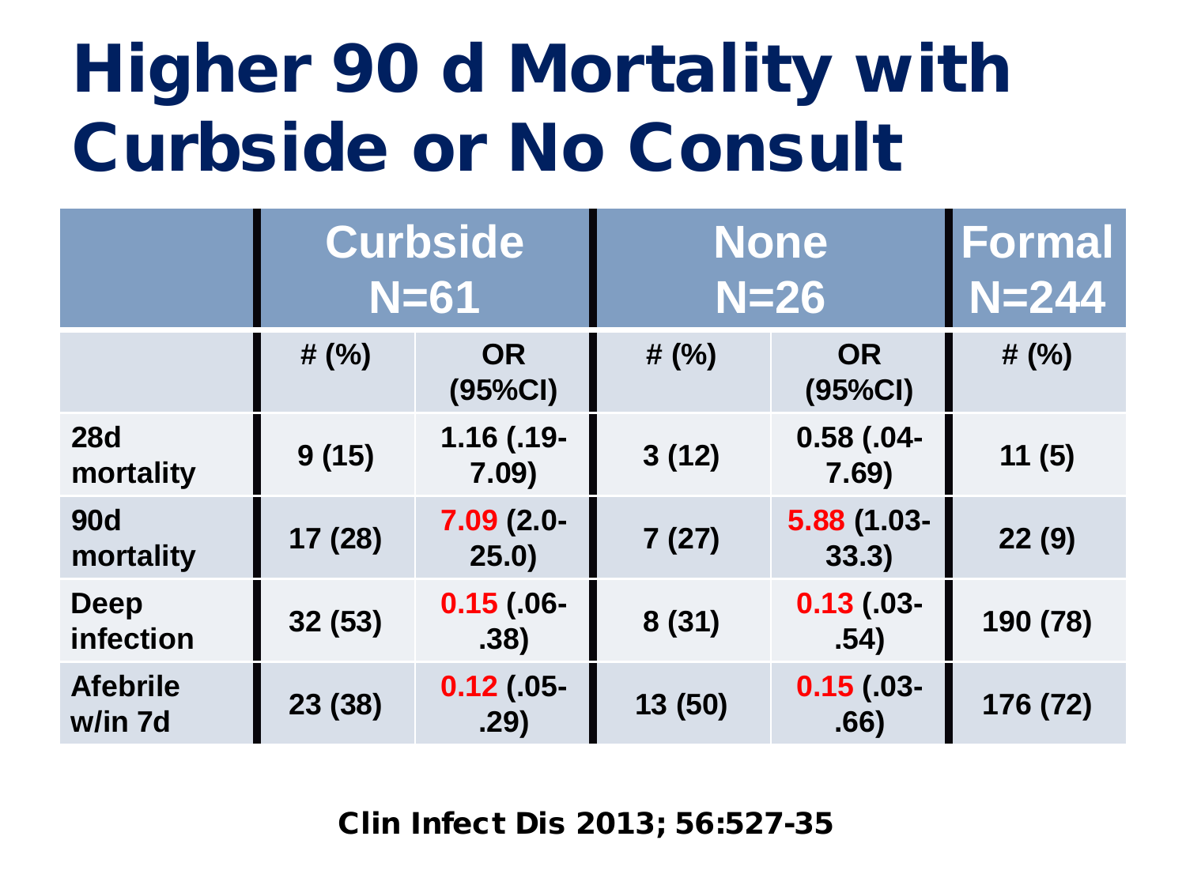# Higher 90 d Mortality with Curbside or No Consult

| | Curbside N=61 | | None N=26 | | Formal N=244 |
|---|---|---|---|---|---|
| | # (%) | OR (95%CI) | # (%) | OR (95%CI) | # (%) |
| 28d mortality | 9 (15) | 1.16 (.19-7.09) | 3 (12) | 0.58 (.04-7.69) | 11 (5) |
| 90d mortality | 17 (28) | 7.09 (2.0-25.0) | 7 (27) | 5.88 (1.03-33.3) | 22 (9) |
| Deep infection | 32 (53) | 0.15 (.06-.38) | 8 (31) | 0.13 (.03-.54) | 190 (78) |
| Afebrile w/in 7d | 23 (38) | 0.12 (.05-.29) | 13 (50) | 0.15 (.03-.66) | 176 (72) |

Clin Infect Dis 2013; 56:527-35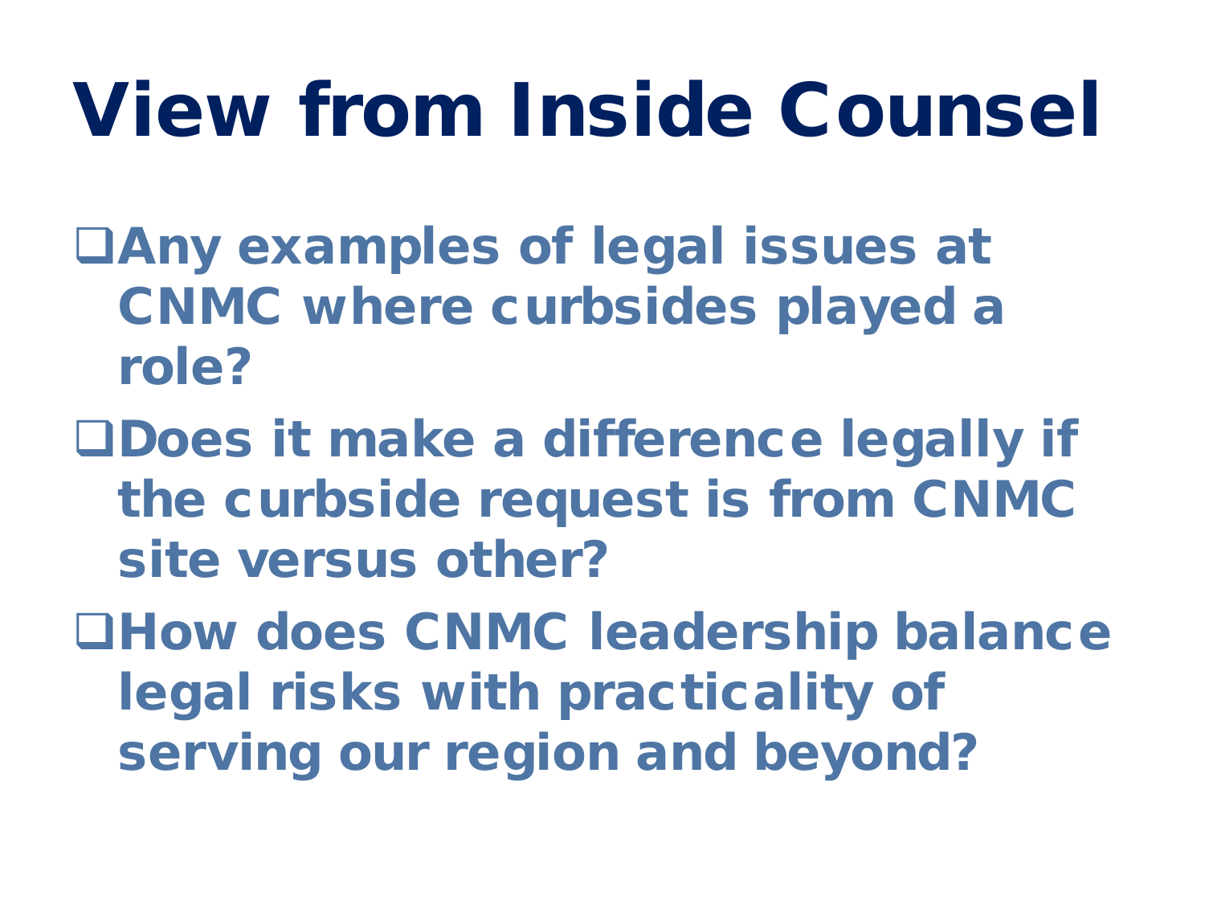# View from Inside Counsel

- Any examples of legal issues at CNMC where curbsides played a role?
- Does it make a difference legally if the curbside request is from CNMC site versus other?
- How does CNMC leadership balance legal risks with practicality of serving our region and beyond?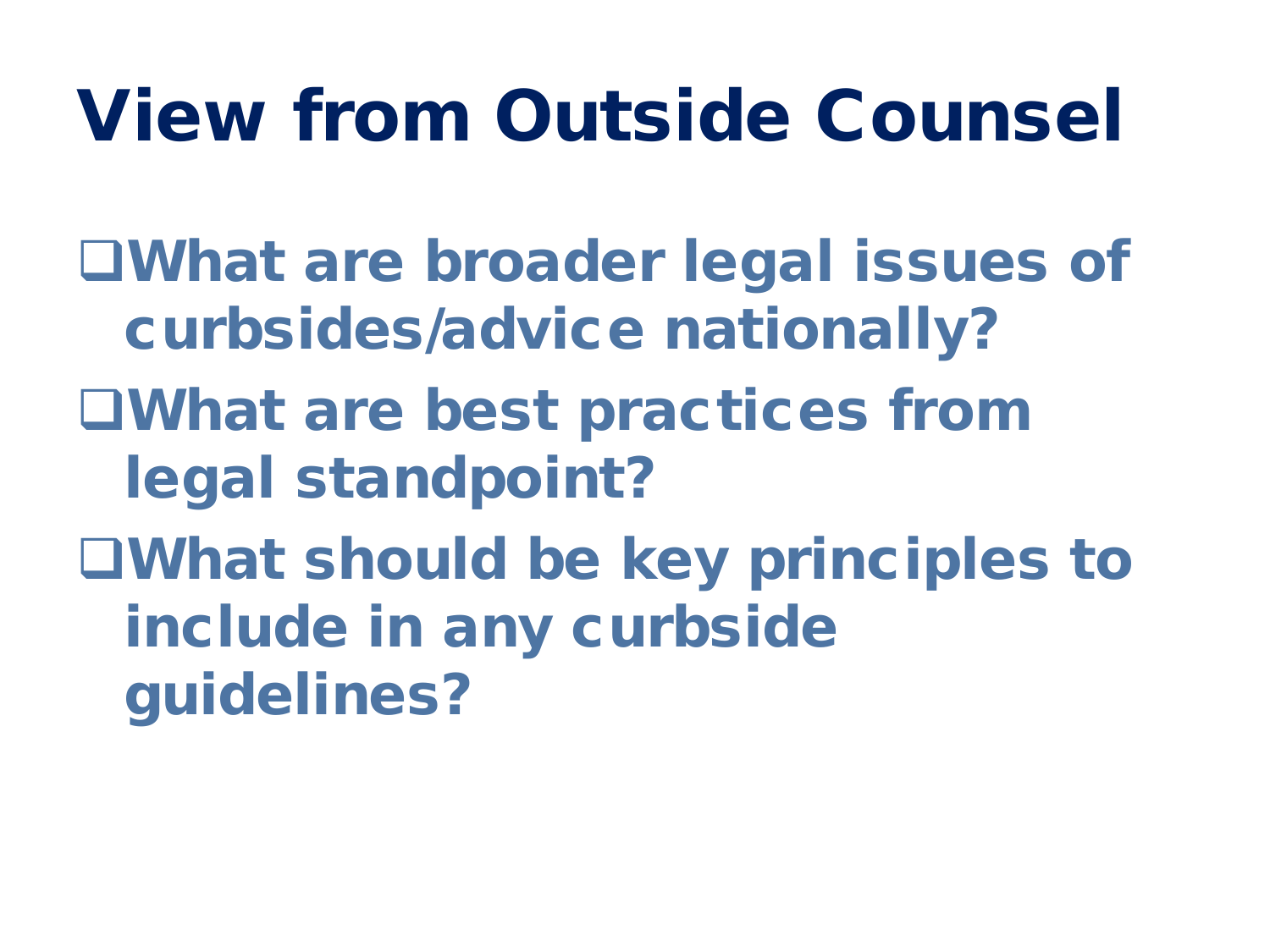# View from Outside Counsel

- What are broader legal issues of curbsides/advice nationally?
- What are best practices from legal standpoint?
- What should be key principles to include in any curbside guidelines?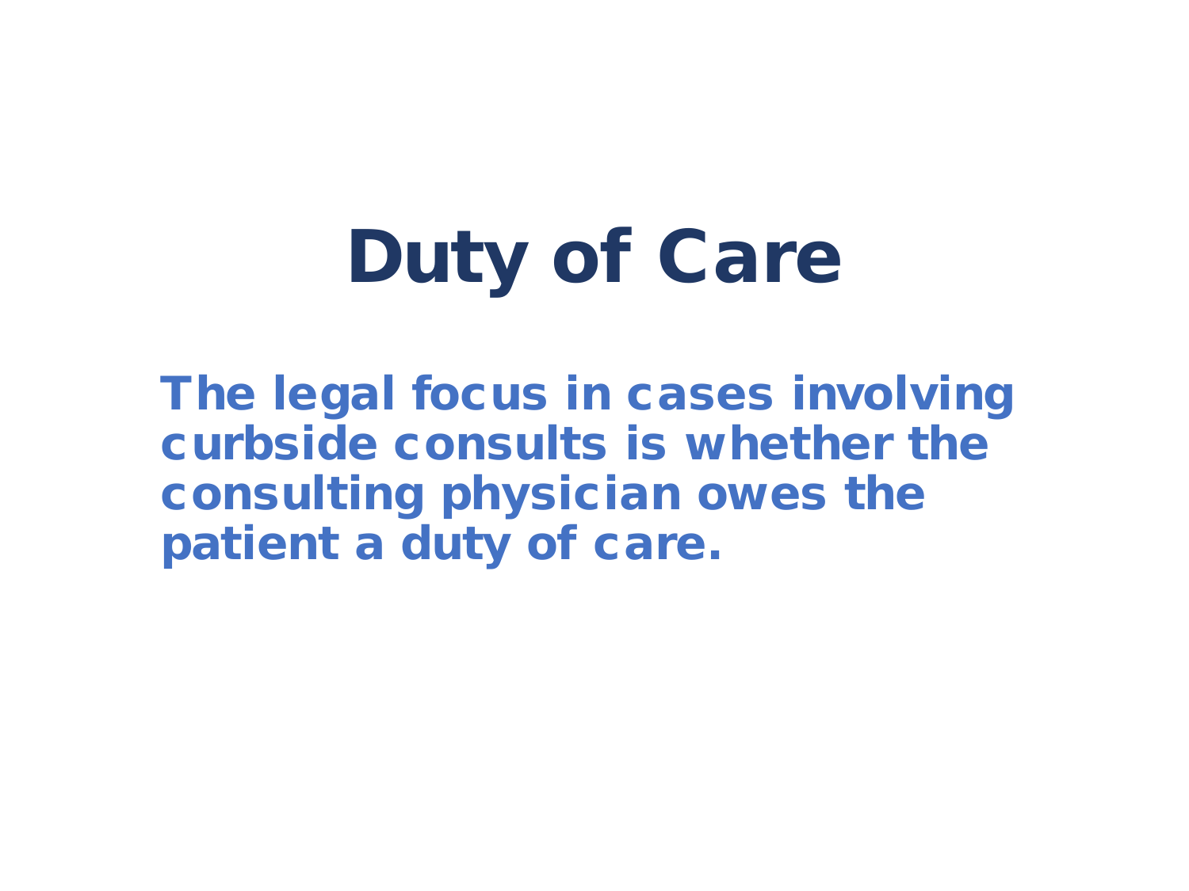# Duty of Care

**The legal focus in cases involving curbside consults is whether the consulting physician owes the patient a duty of care.**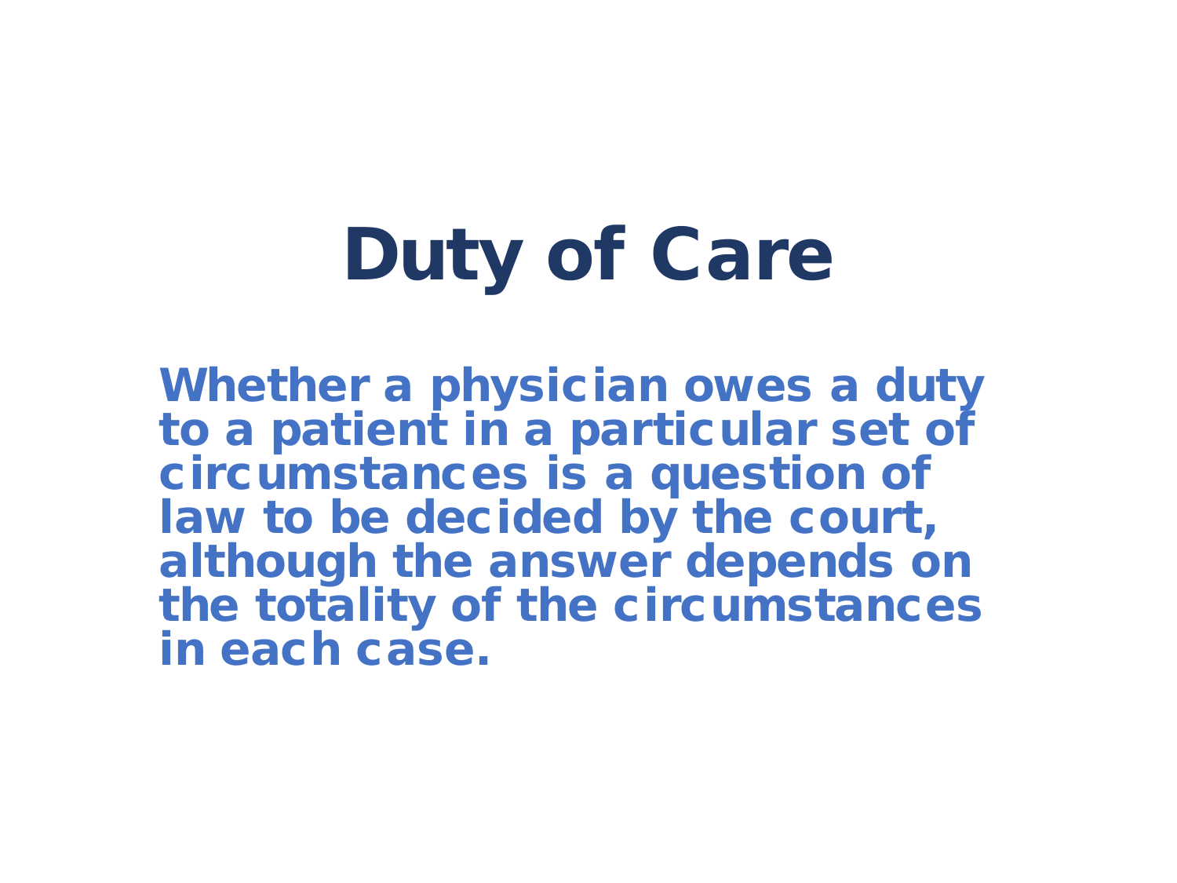# Duty of Care

**Whether a physician owes a duty to a patient in a particular set of circumstances is a question of law to be decided by the court, although the answer depends on the totality of the circumstances in each case.**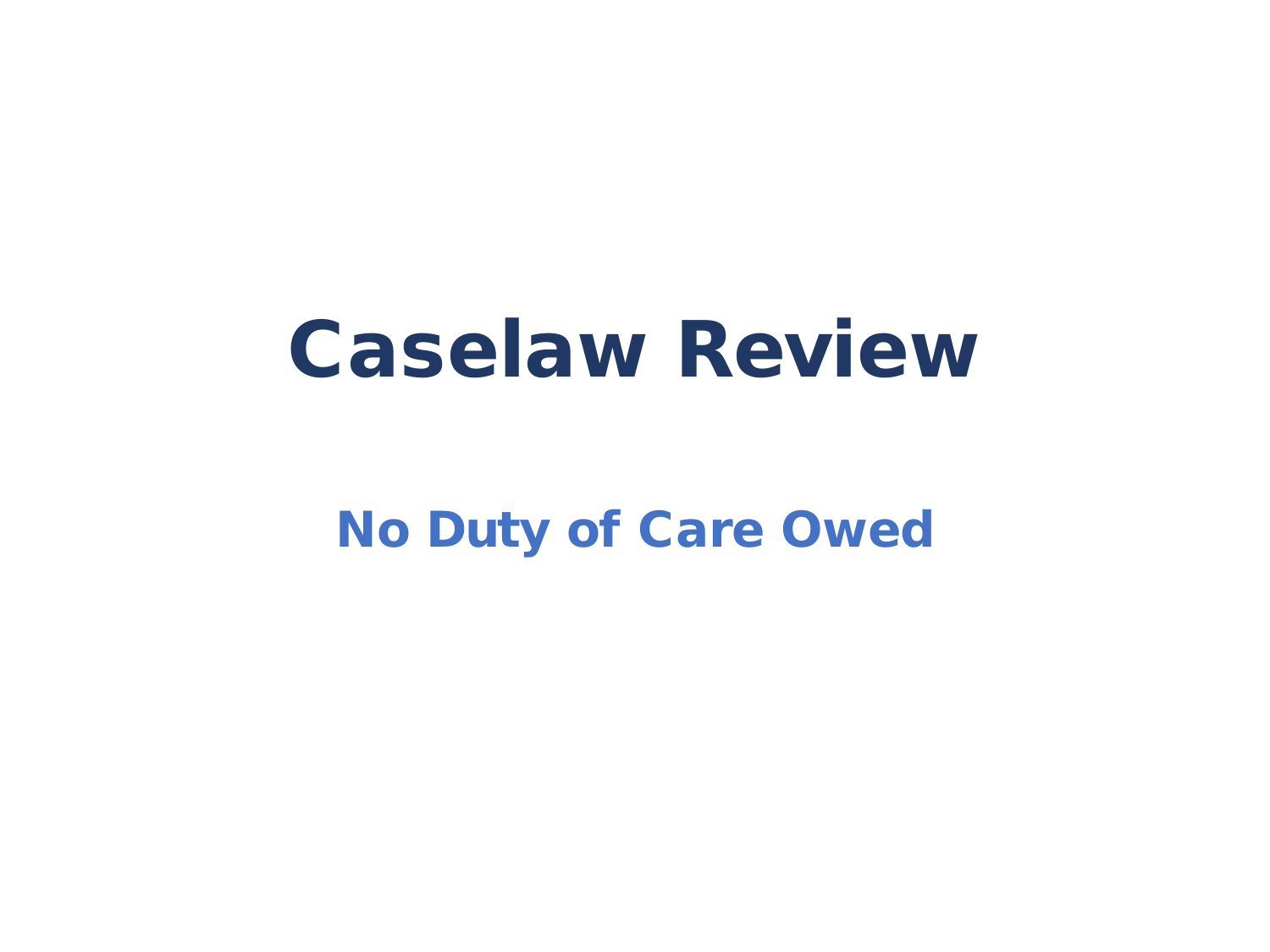# Caselaw Review

## No Duty of Care Owed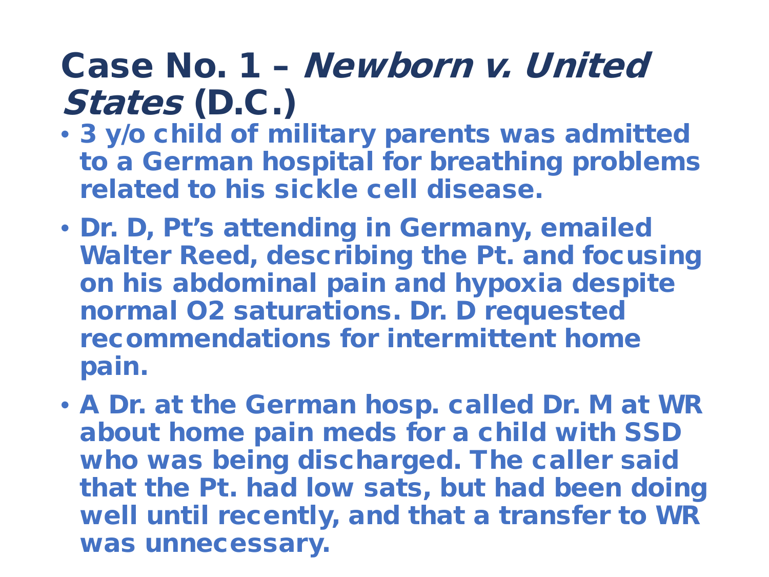# Case No. 1 – *Newborn v. United States* (D.C.)

- 3 y/o child of military parents was admitted to a German hospital for breathing problems related to his sickle cell disease.
- Dr. D, Pt's attending in Germany, emailed Walter Reed, describing the Pt. and focusing on his abdominal pain and hypoxia despite normal O2 saturations. Dr. D requested recommendations for intermittent home pain.
- A Dr. at the German hosp. called Dr. M at WR about home pain meds for a child with SSD who was being discharged. The caller said that the Pt. had low sats, but had been doing well until recently, and that a transfer to WR was unnecessary.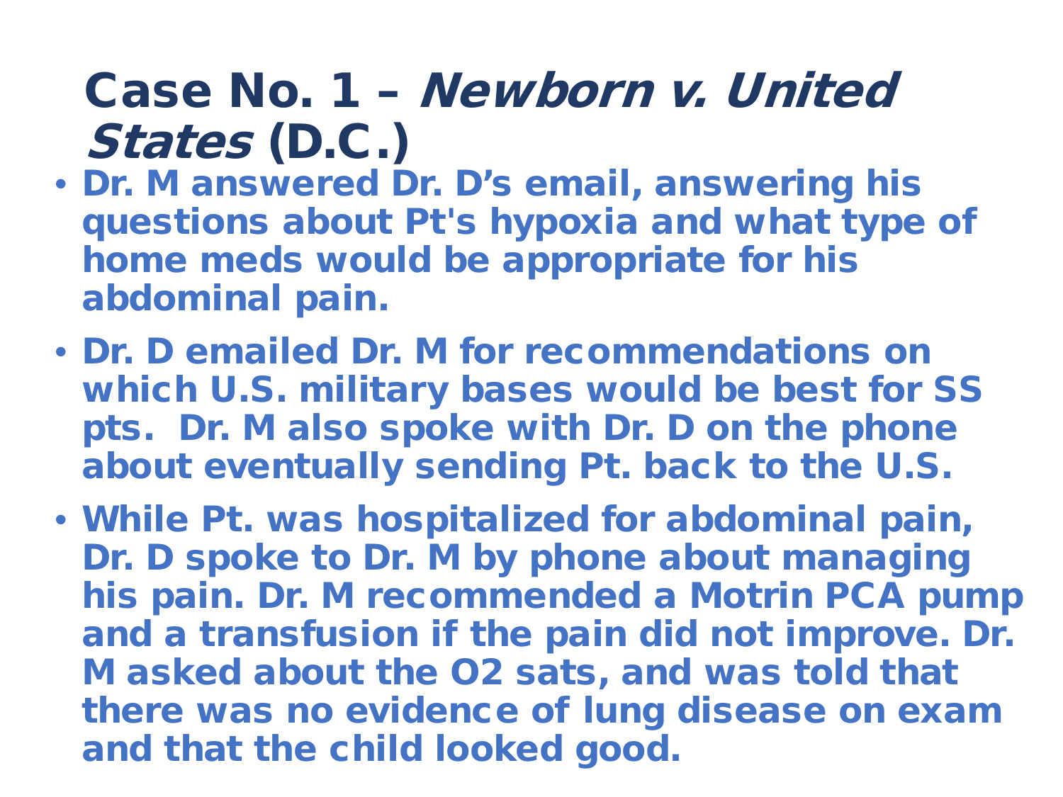# Case No. 1 – *Newborn v. United States* (D.C.)

- Dr. M answered Dr. D's email, answering his questions about Pt's hypoxia and what type of home meds would be appropriate for his abdominal pain.
- Dr. D emailed Dr. M for recommendations on which U.S. military bases would be best for SS pts. Dr. M also spoke with Dr. D on the phone about eventually sending Pt. back to the U.S.
- While Pt. was hospitalized for abdominal pain, Dr. D spoke to Dr. M by phone about managing his pain. Dr. M recommended a Motrin PCA pump and a transfusion if the pain did not improve. Dr. M asked about the O2 sats, and was told that there was no evidence of lung disease on exam and that the child looked good.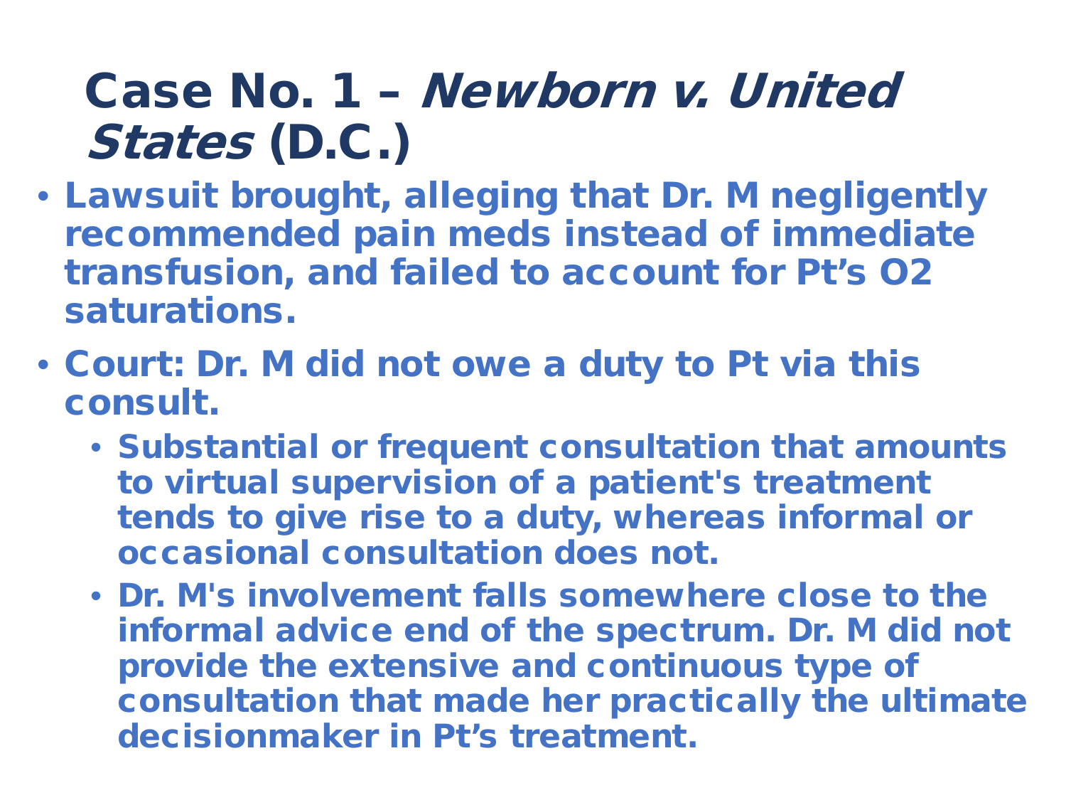# Case No. 1 – *Newborn v. United States* (D.C.)

- **Lawsuit brought, alleging that Dr. M negligently recommended pain meds instead of immediate transfusion, and failed to account for Pt's O2 saturations.**
- **Court: Dr. M did not owe a duty to Pt via this consult.**
  - **Substantial or frequent consultation that amounts to virtual supervision of a patient's treatment tends to give rise to a duty, whereas informal or occasional consultation does not.**
  - **Dr. M's involvement falls somewhere close to the informal advice end of the spectrum. Dr. M did not provide the extensive and continuous type of consultation that made her practically the ultimate decisionmaker in Pt's treatment.**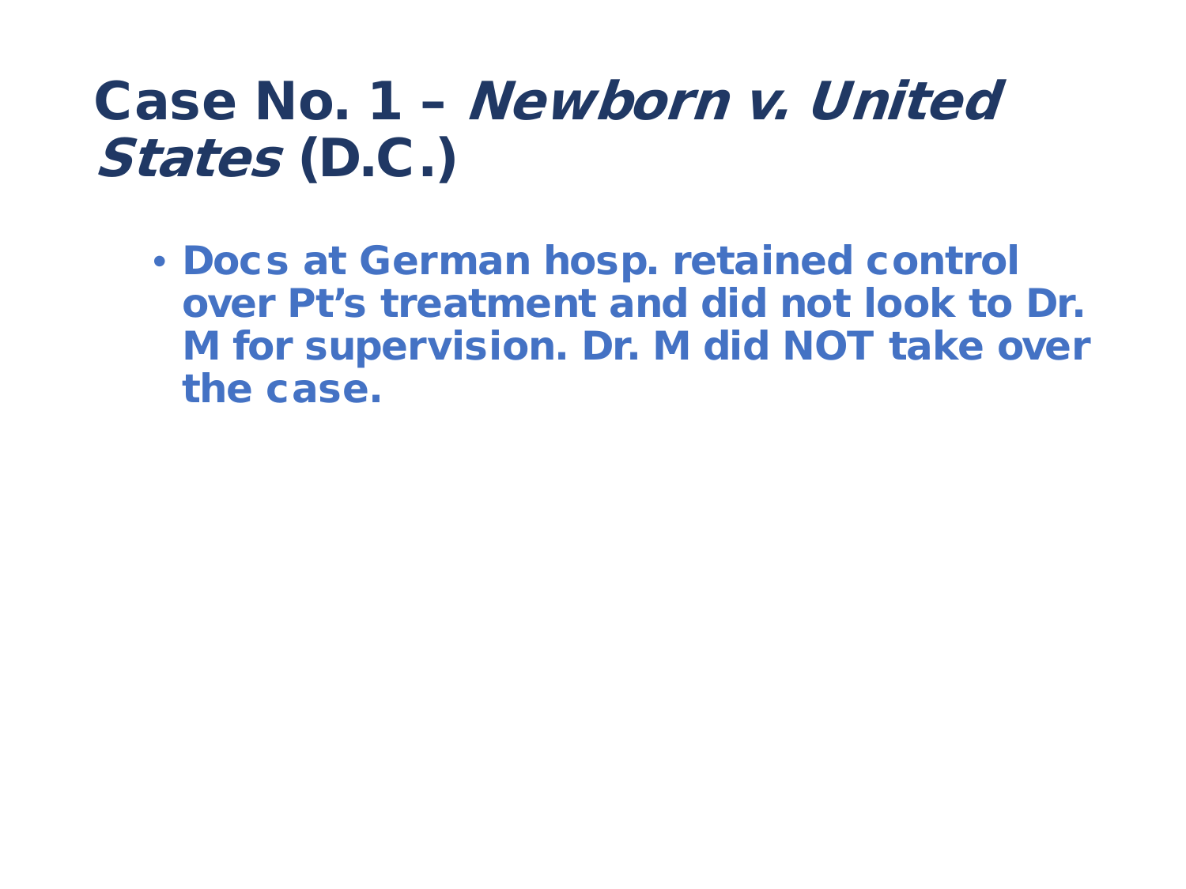# Case No. 1 – *Newborn v. United States* (D.C.)

- **Docs at German hosp. retained control over Pt's treatment and did not look to Dr. M for supervision. Dr. M did NOT take over the case.**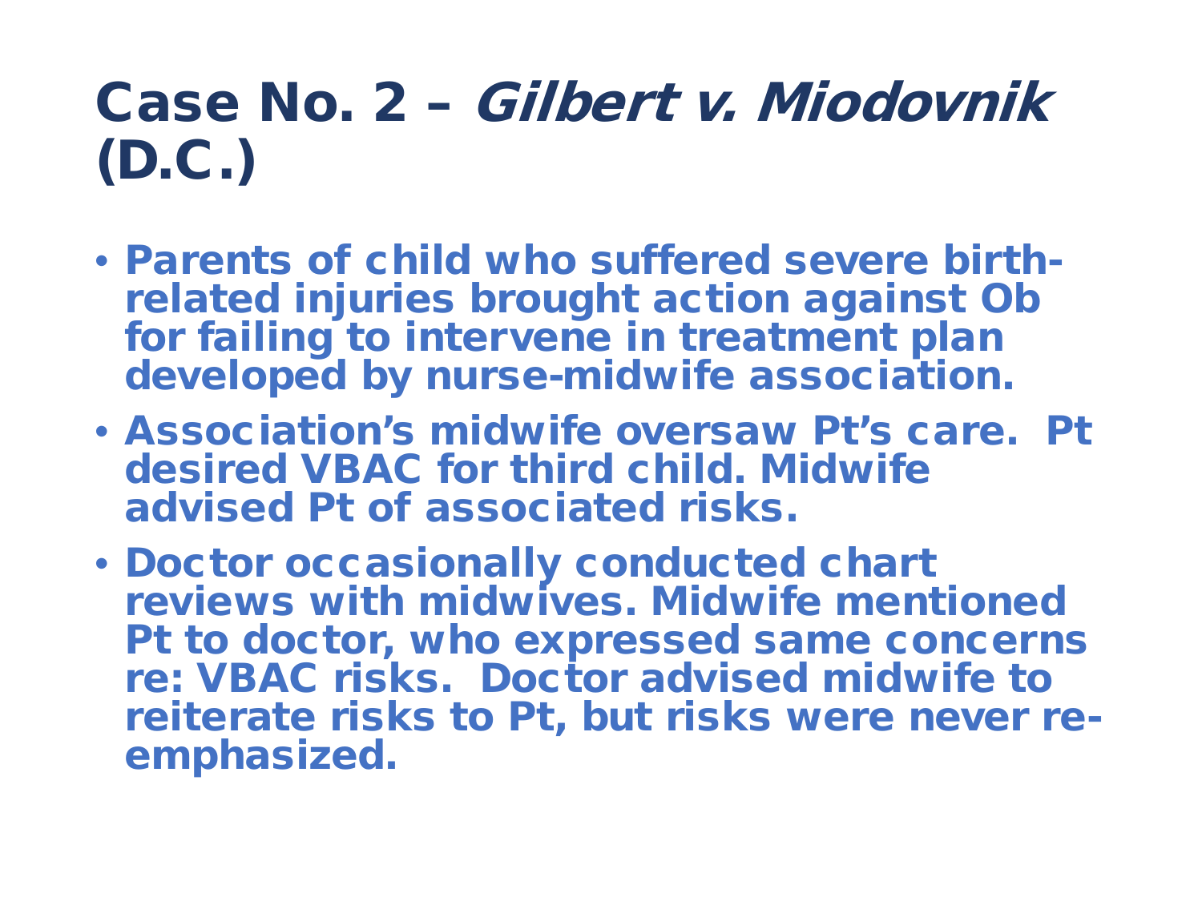# Case No. 2 – *Gilbert v. Miodovnik* (D.C.)

- Parents of child who suffered severe birth-related injuries brought action against Ob for failing to intervene in treatment plan developed by nurse-midwife association.
- Association's midwife oversaw Pt's care. Pt desired VBAC for third child. Midwife advised Pt of associated risks.
- Doctor occasionally conducted chart reviews with midwives. Midwife mentioned Pt to doctor, who expressed same concerns re: VBAC risks. Doctor advised midwife to reiterate risks to Pt, but risks were never re-emphasized.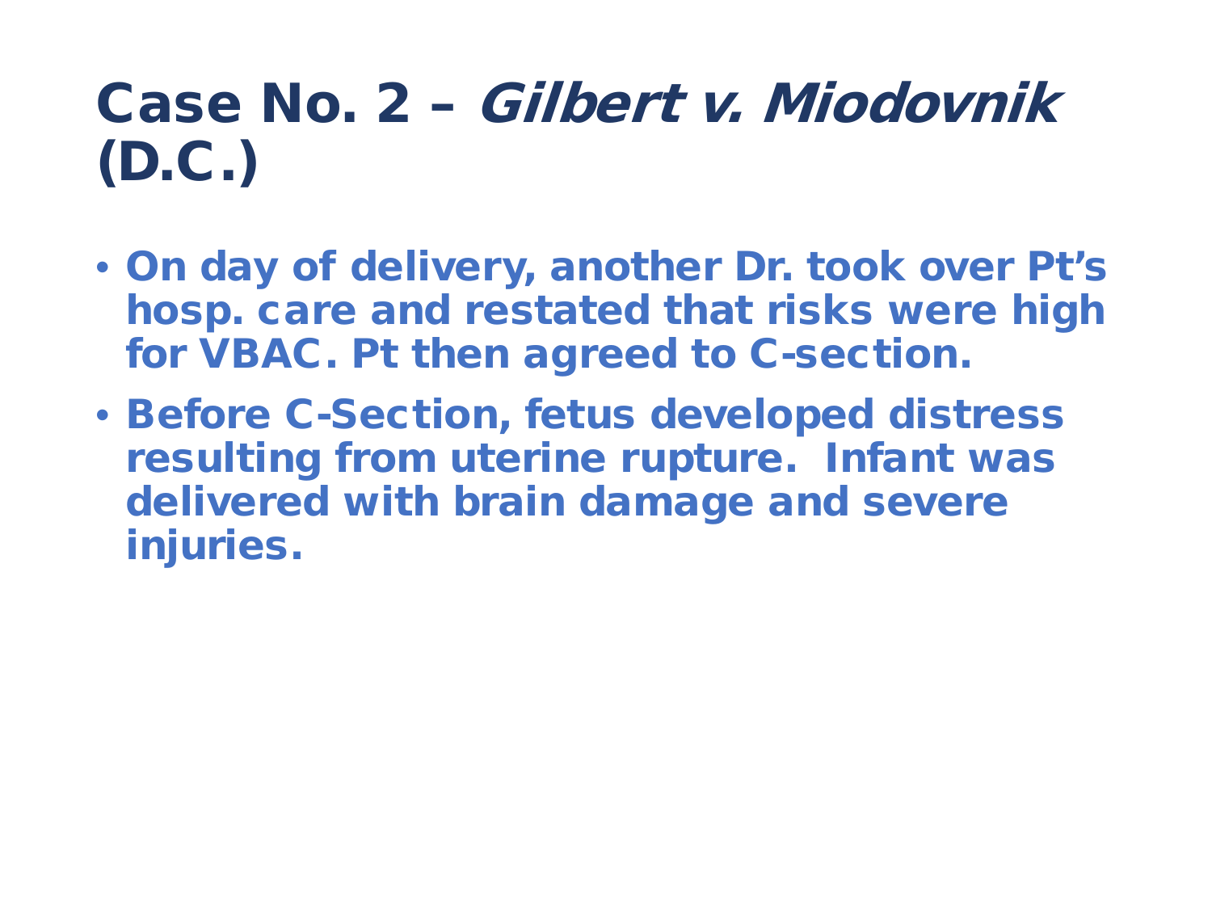# Case No. 2 – *Gilbert v. Miodovnik* (D.C.)

- On day of delivery, another Dr. took over Pt's hosp. care and restated that risks were high for VBAC. Pt then agreed to C-section.
- Before C-Section, fetus developed distress resulting from uterine rupture. Infant was delivered with brain damage and severe injuries.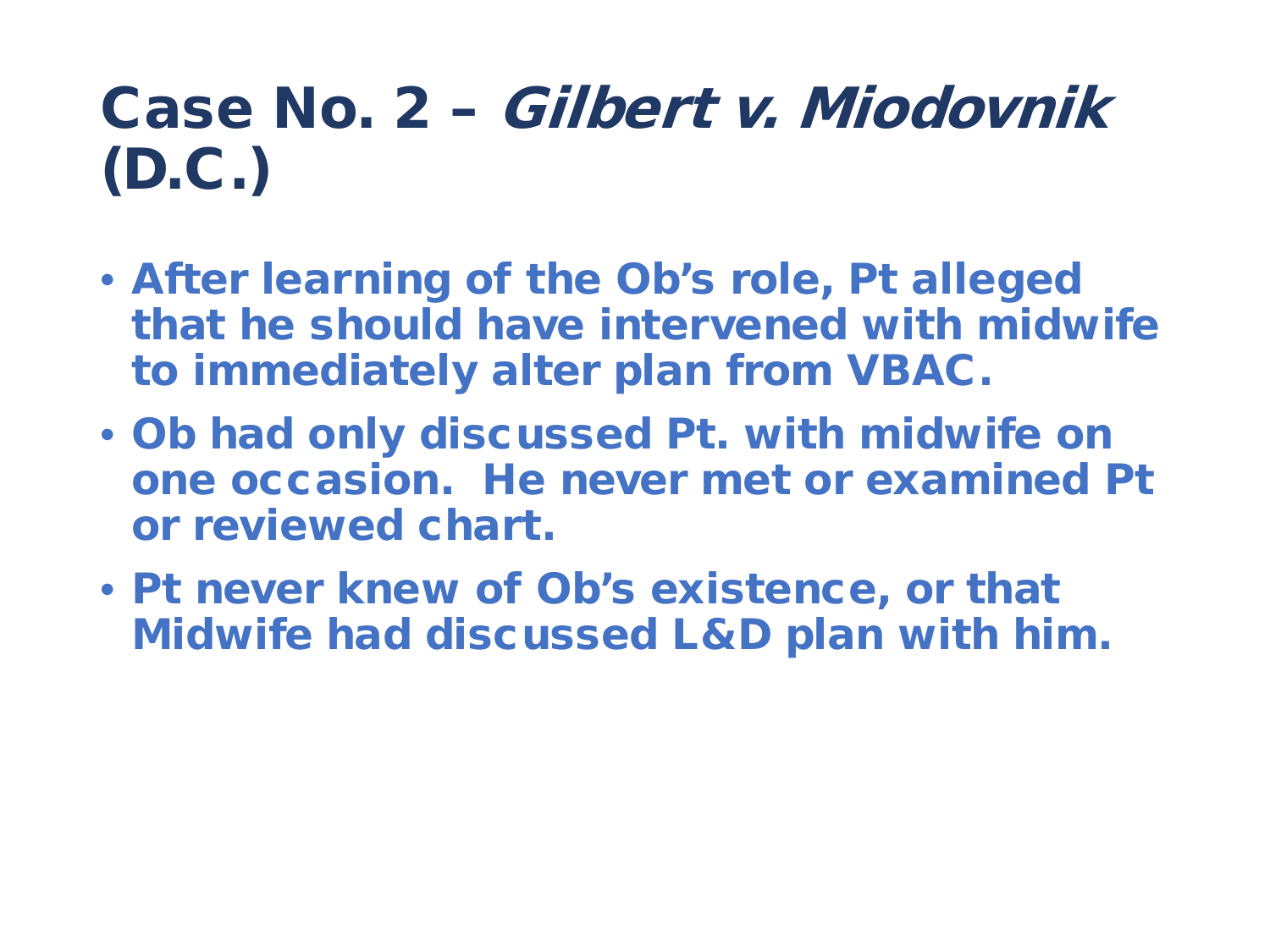# Case No. 2 – *Gilbert v. Miodovnik* (D.C.)

- After learning of the Ob's role, Pt alleged that he should have intervened with midwife to immediately alter plan from VBAC.
- Ob had only discussed Pt. with midwife on one occasion. He never met or examined Pt or reviewed chart.
- Pt never knew of Ob's existence, or that Midwife had discussed L&D plan with him.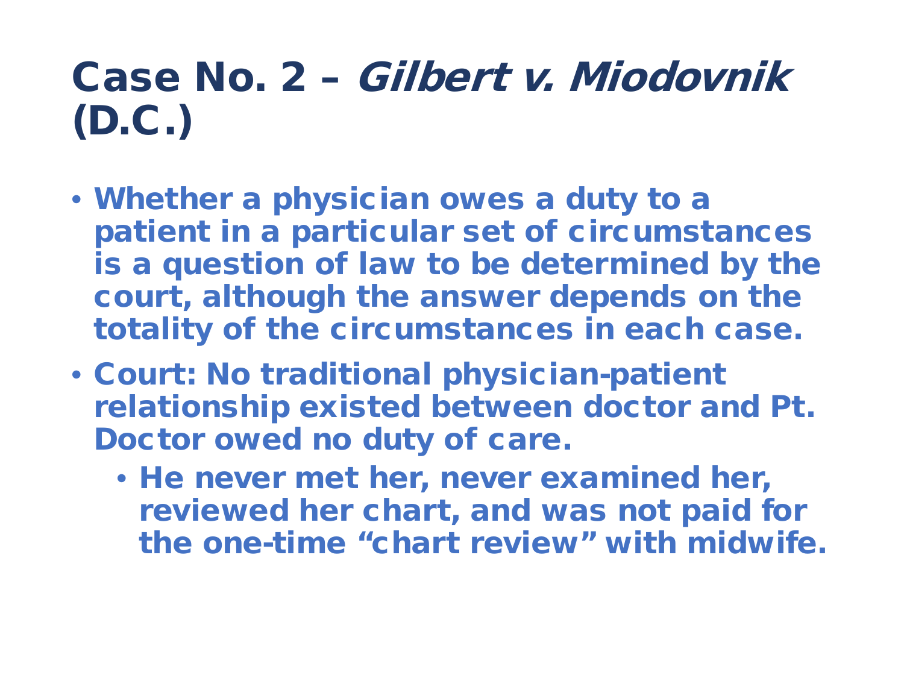# Case No. 2 – *Gilbert v. Miodovnik* (D.C.)

- Whether a physician owes a duty to a patient in a particular set of circumstances is a question of law to be determined by the court, although the answer depends on the totality of the circumstances in each case.
- Court: No traditional physician-patient relationship existed between doctor and Pt. Doctor owed no duty of care.
  - He never met her, never examined her, reviewed her chart, and was not paid for the one-time "chart review" with midwife.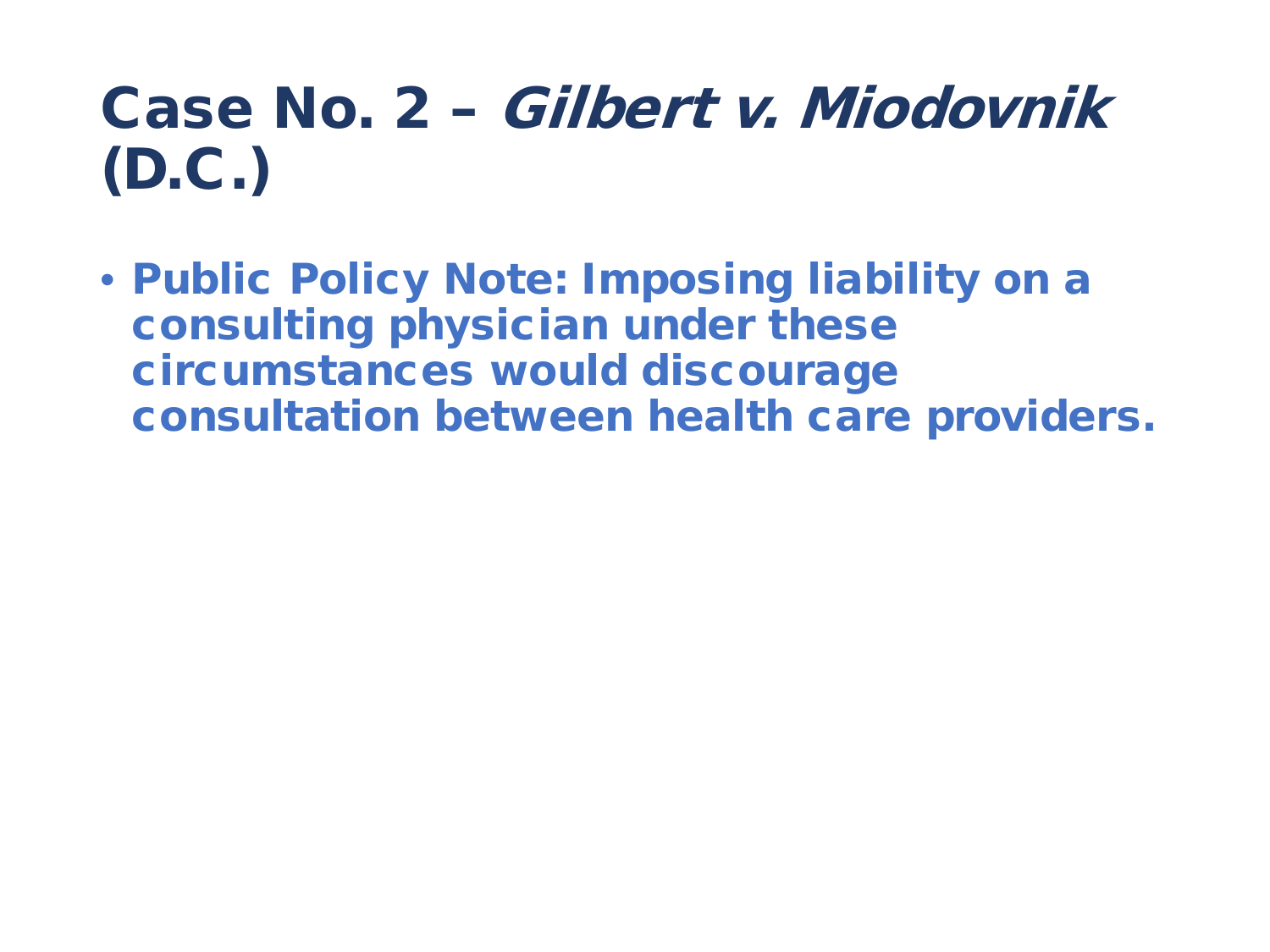# Case No. 2 – *Gilbert v. Miodovnik* (D.C.)

- **Public Policy Note: Imposing liability on a consulting physician under these circumstances would discourage consultation between health care providers.**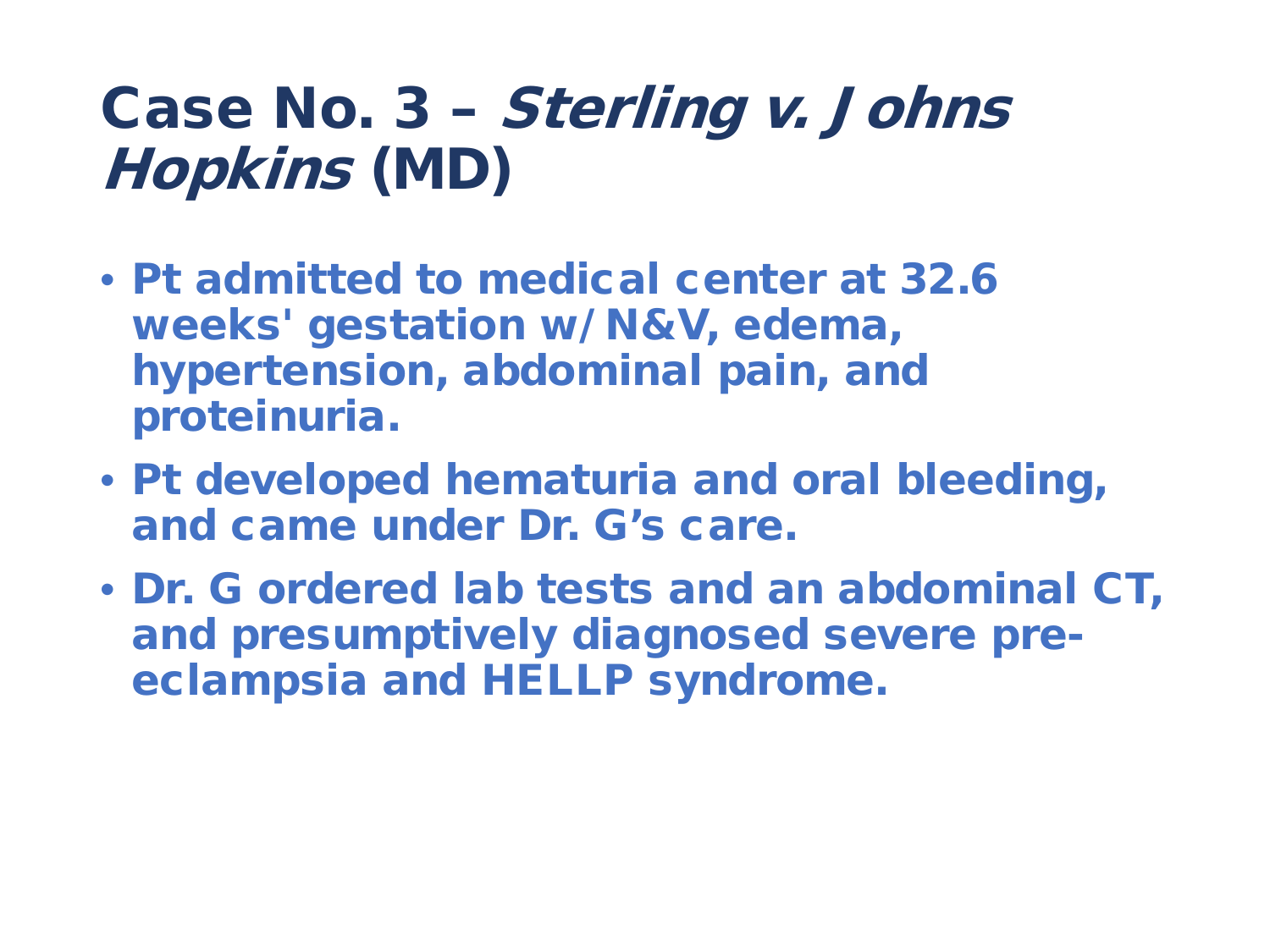# Case No. 3 – *Sterling v. Johns Hopkins* (MD)

- Pt admitted to medical center at 32.6 weeks' gestation w/N&V, edema, hypertension, abdominal pain, and proteinuria.
- Pt developed hematuria and oral bleeding, and came under Dr. G's care.
- Dr. G ordered lab tests and an abdominal CT, and presumptively diagnosed severe pre-eclampsia and HELLP syndrome.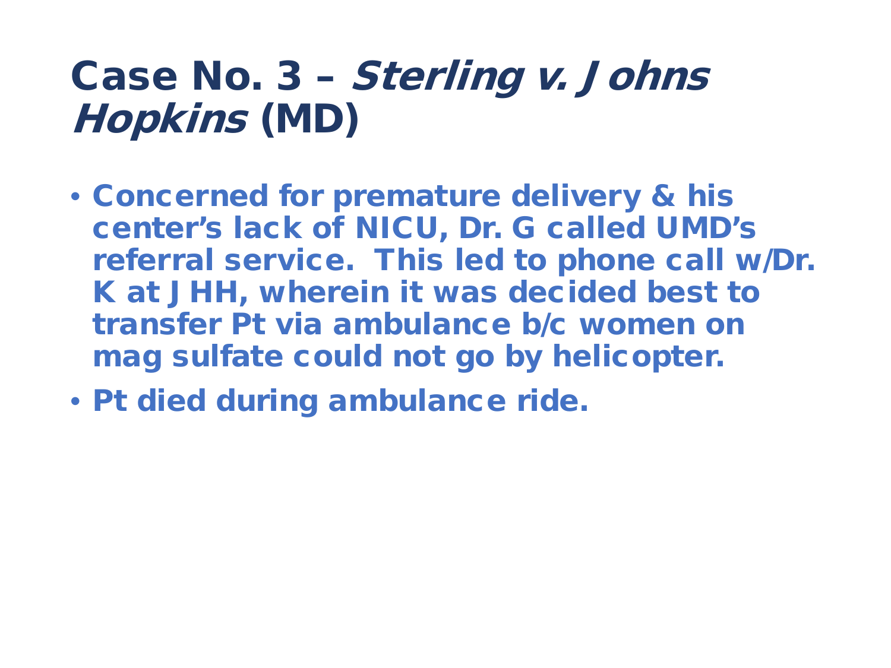# Case No. 3 – *Sterling v. Johns Hopkins* (MD)

- **Concerned for premature delivery & his center's lack of NICU, Dr. G called UMD's referral service. This led to phone call w/Dr. K at JHH, wherein it was decided best to transfer Pt via ambulance b/c women on mag sulfate could not go by helicopter.**
- **Pt died during ambulance ride.**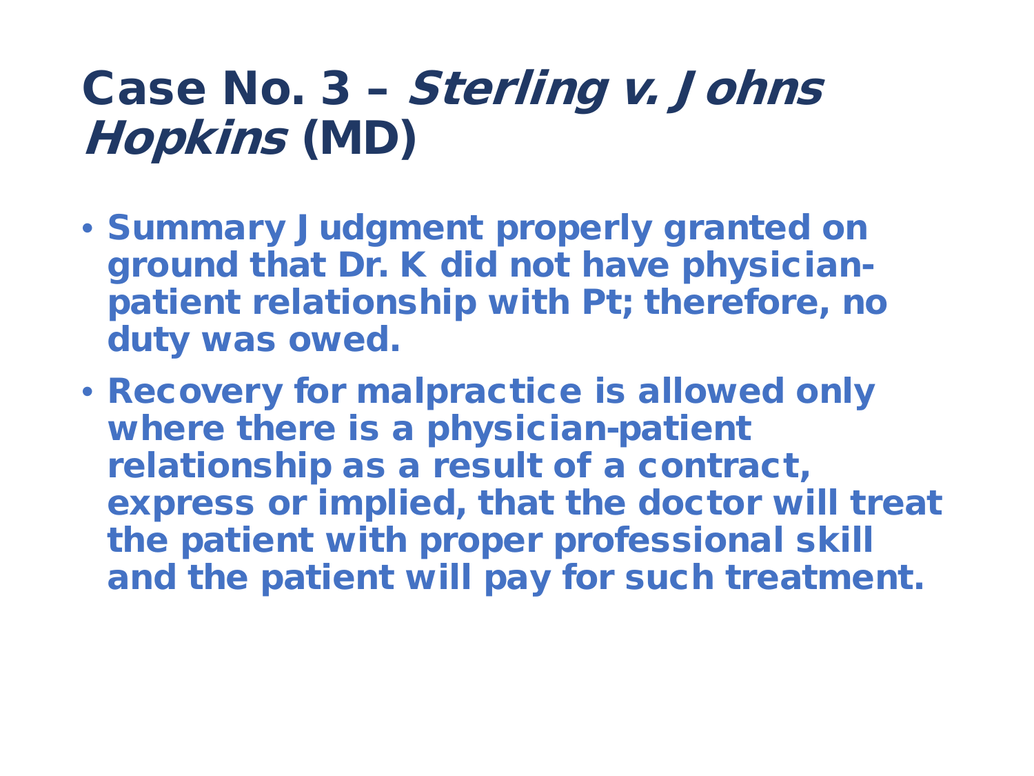# Case No. 3 – *Sterling v. Johns Hopkins* (MD)

- **Summary Judgment properly granted on ground that Dr. K did not have physician-patient relationship with Pt; therefore, no duty was owed.**
- **Recovery for malpractice is allowed only where there is a physician-patient relationship as a result of a contract, express or implied, that the doctor will treat the patient with proper professional skill and the patient will pay for such treatment.**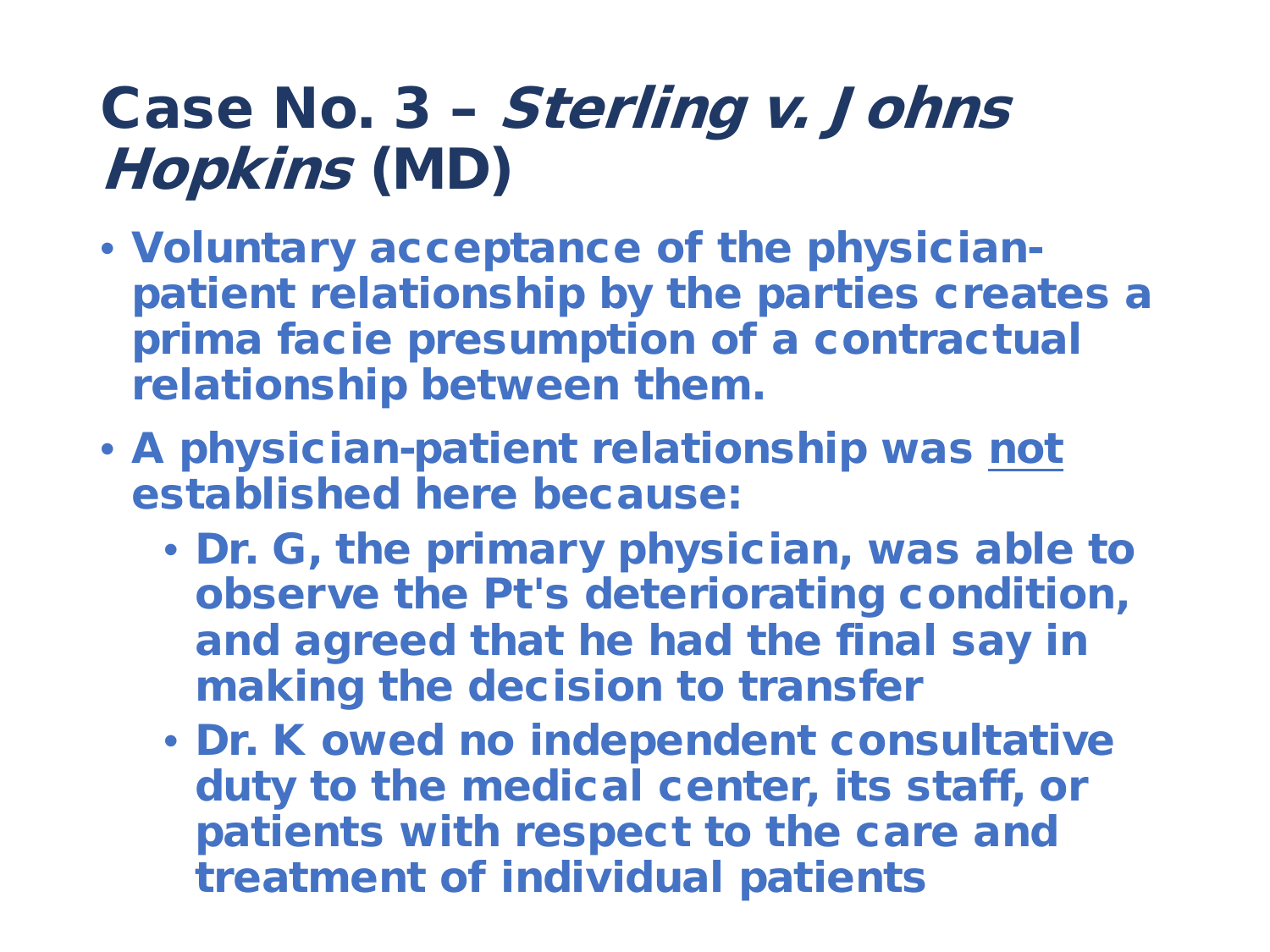# Case No. 3 – *Sterling v. Johns Hopkins* (MD)

- Voluntary acceptance of the physician-patient relationship by the parties creates a prima facie presumption of a contractual relationship between them.
- A physician-patient relationship was <u>not</u> established here because:
  - Dr. G, the primary physician, was able to observe the Pt's deteriorating condition, and agreed that he had the final say in making the decision to transfer
  - Dr. K owed no independent consultative duty to the medical center, its staff, or patients with respect to the care and treatment of individual patients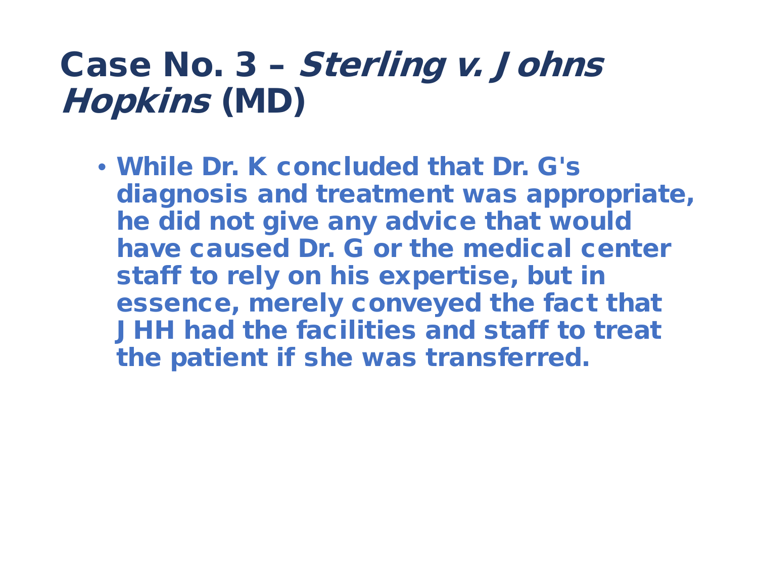# Case No. 3 – *Sterling v. Johns Hopkins* (MD)

- While Dr. K concluded that Dr. G's diagnosis and treatment was appropriate, he did not give any advice that would have caused Dr. G or the medical center staff to rely on his expertise, but in essence, merely conveyed the fact that JHH had the facilities and staff to treat the patient if she was transferred.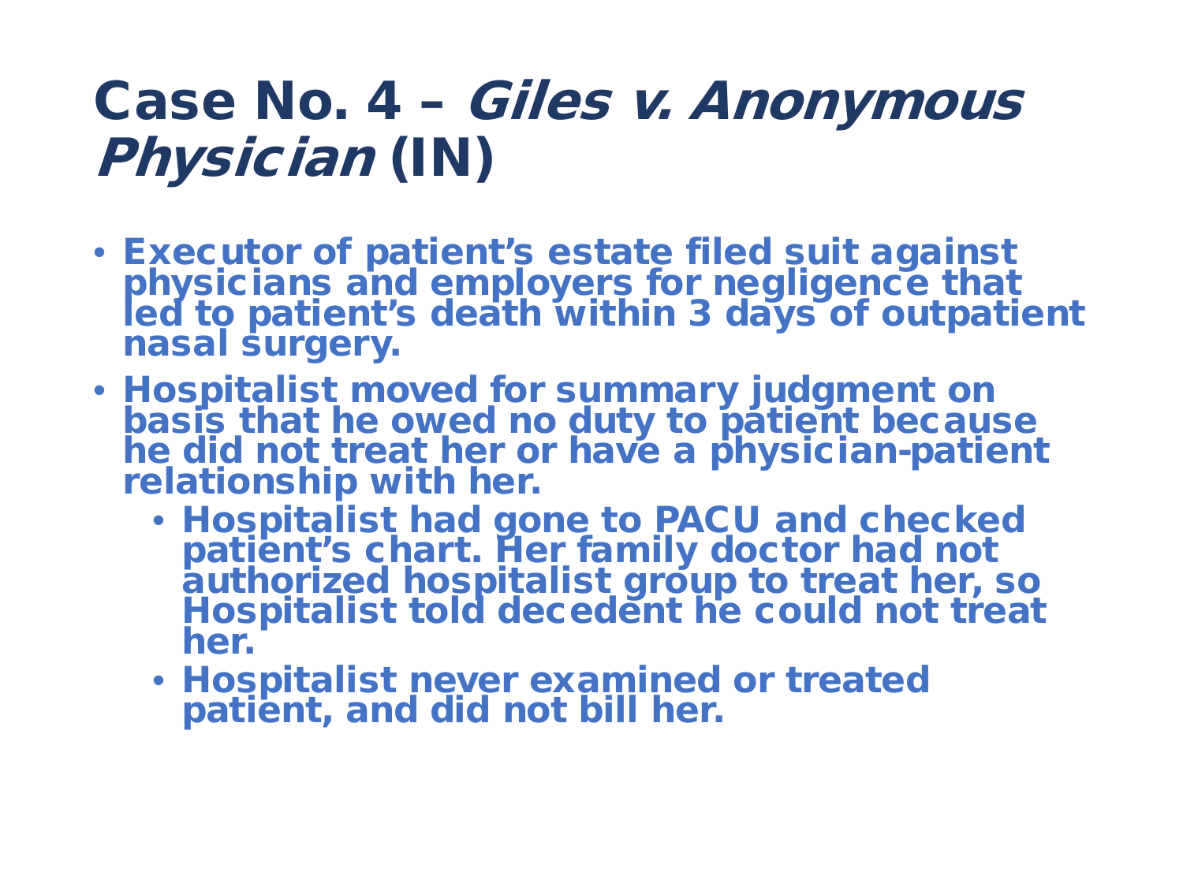# Case No. 4 – *Giles v. Anonymous Physician* (IN)

- Executor of patient's estate filed suit against physicians and employers for negligence that led to patient's death within 3 days of outpatient nasal surgery.
- Hospitalist moved for summary judgment on basis that he owed no duty to patient because he did not treat her or have a physician-patient relationship with her.
  - Hospitalist had gone to PACU and checked patient's chart. Her family doctor had not authorized hospitalist group to treat her, so Hospitalist told decedent he could not treat her.
  - Hospitalist never examined or treated patient, and did not bill her.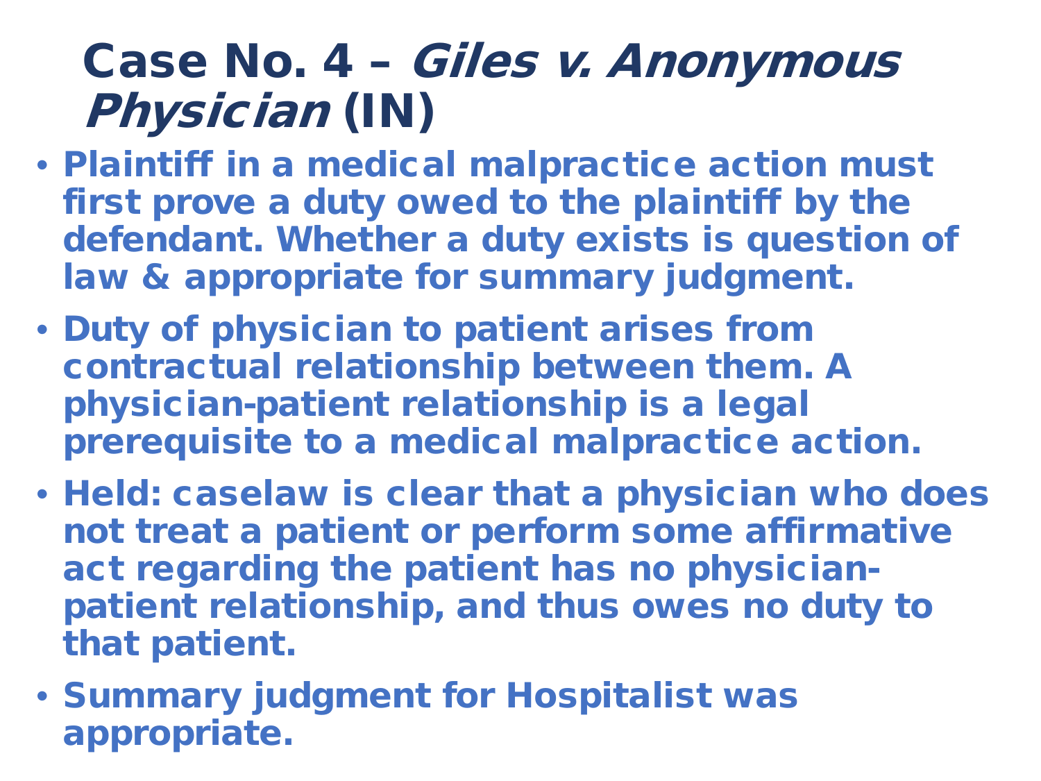# Case No. 4 – *Giles v. Anonymous Physician* (IN)

- Plaintiff in a medical malpractice action must first prove a duty owed to the plaintiff by the defendant. Whether a duty exists is question of law & appropriate for summary judgment.
- Duty of physician to patient arises from contractual relationship between them. A physician-patient relationship is a legal prerequisite to a medical malpractice action.
- Held: caselaw is clear that a physician who does not treat a patient or perform some affirmative act regarding the patient has no physician-patient relationship, and thus owes no duty to that patient.
- Summary judgment for Hospitalist was appropriate.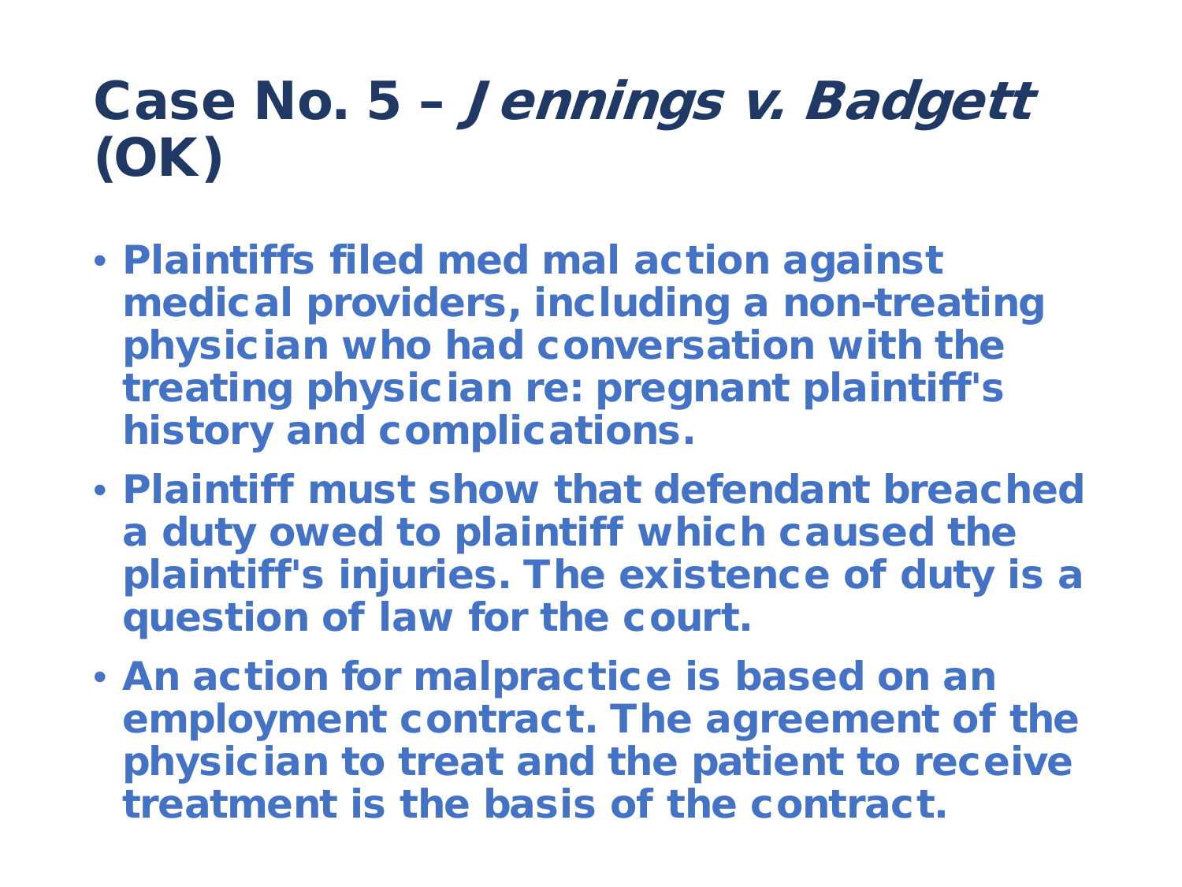# Case No. 5 – *Jennings v. Badgett* (OK)

- Plaintiffs filed med mal action against medical providers, including a non-treating physician who had conversation with the treating physician re: pregnant plaintiff's history and complications.
- Plaintiff must show that defendant breached a duty owed to plaintiff which caused the plaintiff's injuries. The existence of duty is a question of law for the court.
- An action for malpractice is based on an employment contract. The agreement of the physician to treat and the patient to receive treatment is the basis of the contract.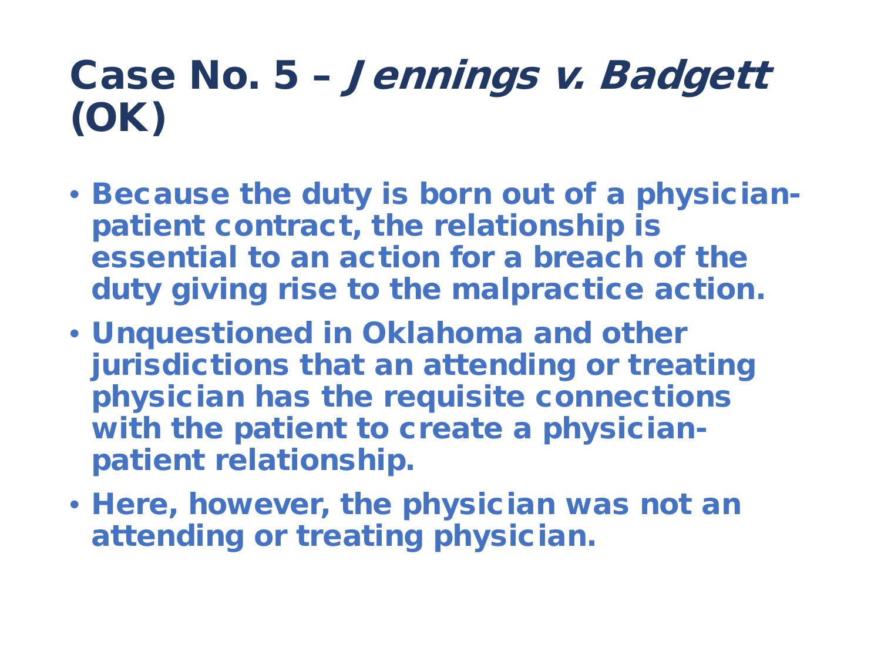# Case No. 5 – *Jennings v. Badgett* (OK)

- Because the duty is born out of a physician-patient contract, the relationship is essential to an action for a breach of the duty giving rise to the malpractice action.
- Unquestioned in Oklahoma and other jurisdictions that an attending or treating physician has the requisite connections with the patient to create a physician-patient relationship.
- Here, however, the physician was not an attending or treating physician.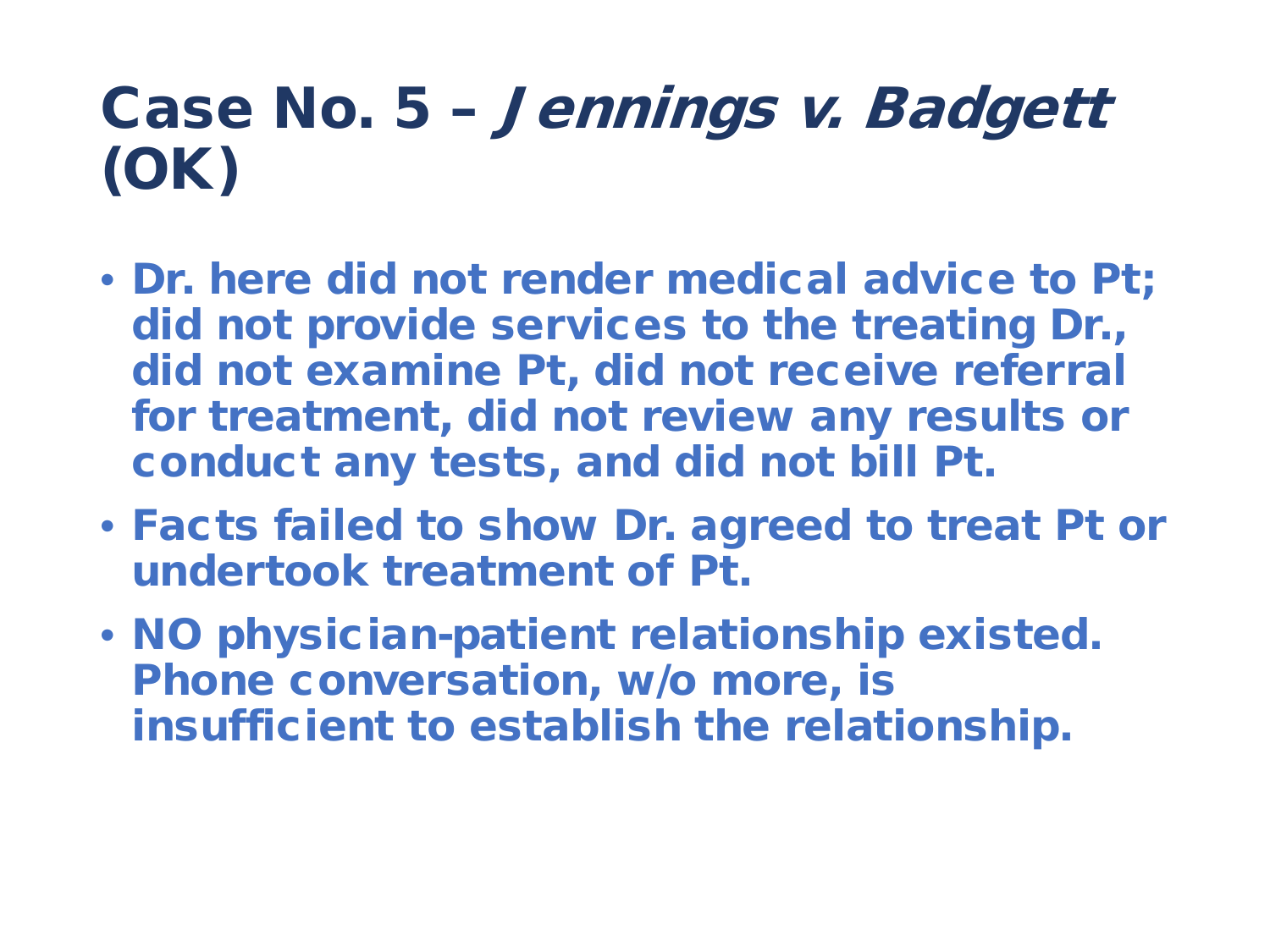# Case No. 5 – *Jennings v. Badgett* (OK)

- Dr. here did not render medical advice to Pt; did not provide services to the treating Dr., did not examine Pt, did not receive referral for treatment, did not review any results or conduct any tests, and did not bill Pt.
- Facts failed to show Dr. agreed to treat Pt or undertook treatment of Pt.
- NO physician-patient relationship existed. Phone conversation, w/o more, is insufficient to establish the relationship.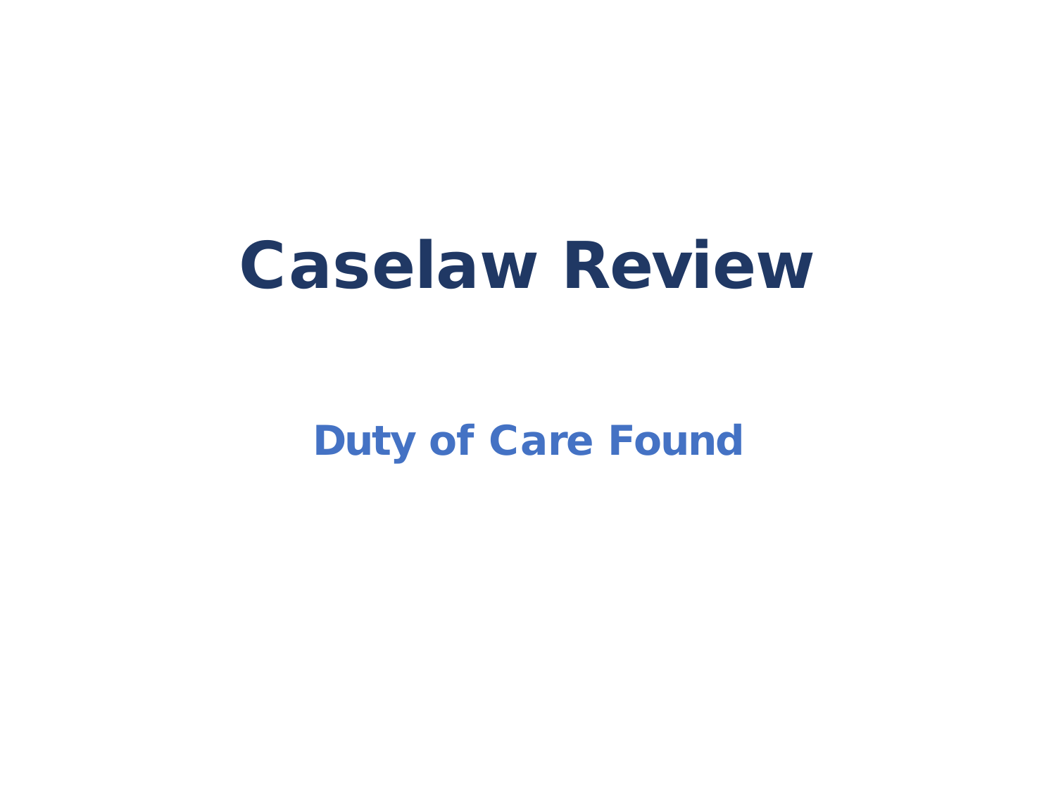# Caselaw Review

## Duty of Care Found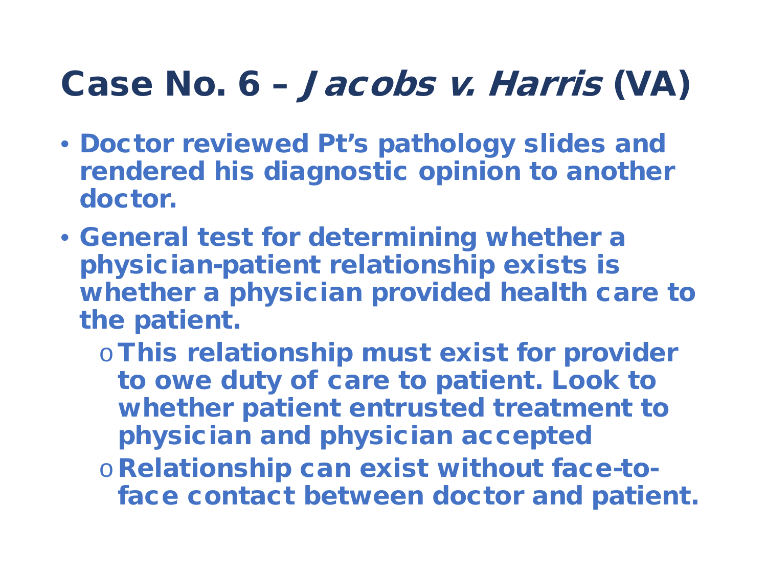# Case No. 6 – *Jacobs v. Harris* (VA)

- **Doctor reviewed Pt's pathology slides and rendered his diagnostic opinion to another doctor.**
- **General test for determining whether a physician-patient relationship exists is whether a physician provided health care to the patient.**
  - **This relationship must exist for provider to owe duty of care to patient. Look to whether patient entrusted treatment to physician and physician accepted**
  - **Relationship can exist without face-to-face contact between doctor and patient.**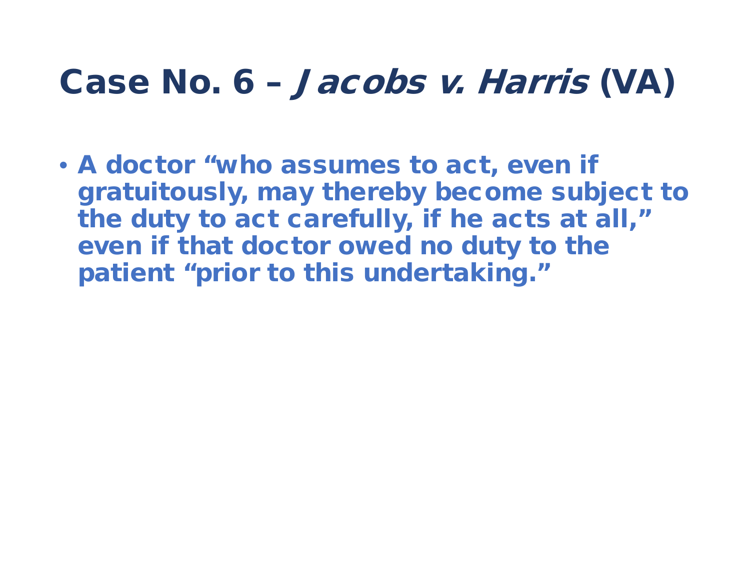# Case No. 6 – *Jacobs v. Harris* (VA)

- **A doctor “who assumes to act, even if gratuitously, may thereby become subject to the duty to act carefully, if he acts at all,” even if that doctor owed no duty to the patient “prior to this undertaking.”**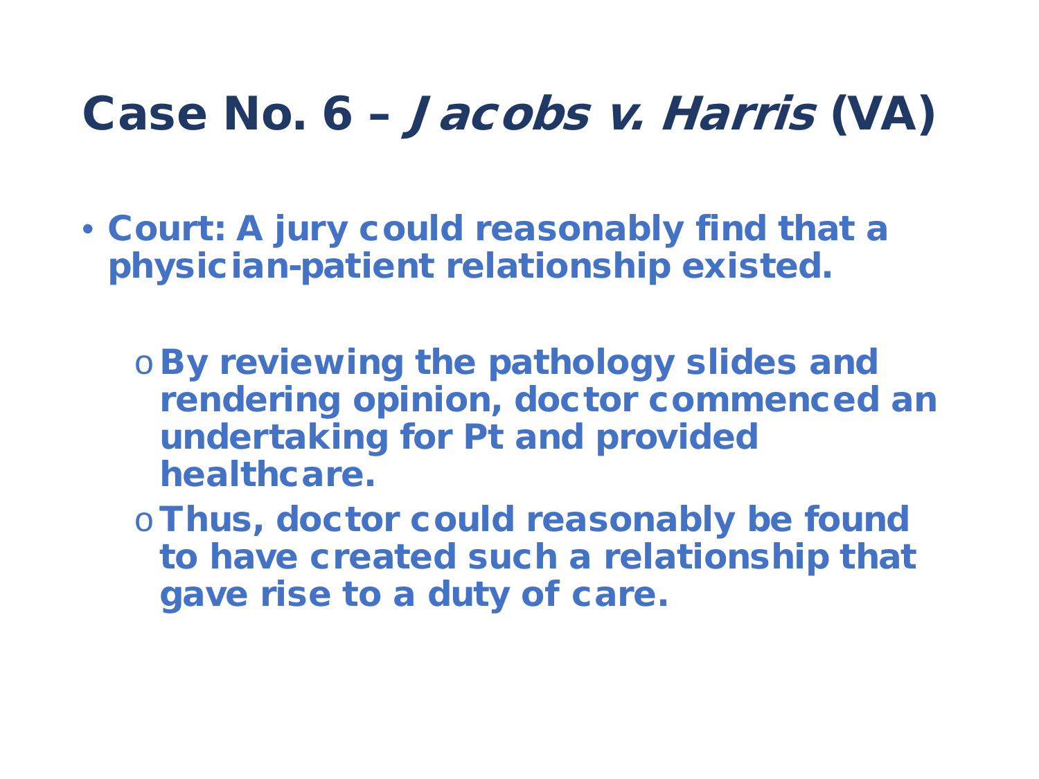# Case No. 6 – *Jacobs v. Harris* (VA)

- **Court: A jury could reasonably find that a physician-patient relationship existed.**
  - **By reviewing the pathology slides and rendering opinion, doctor commenced an undertaking for Pt and provided healthcare.**
  - **Thus, doctor could reasonably be found to have created such a relationship that gave rise to a duty of care.**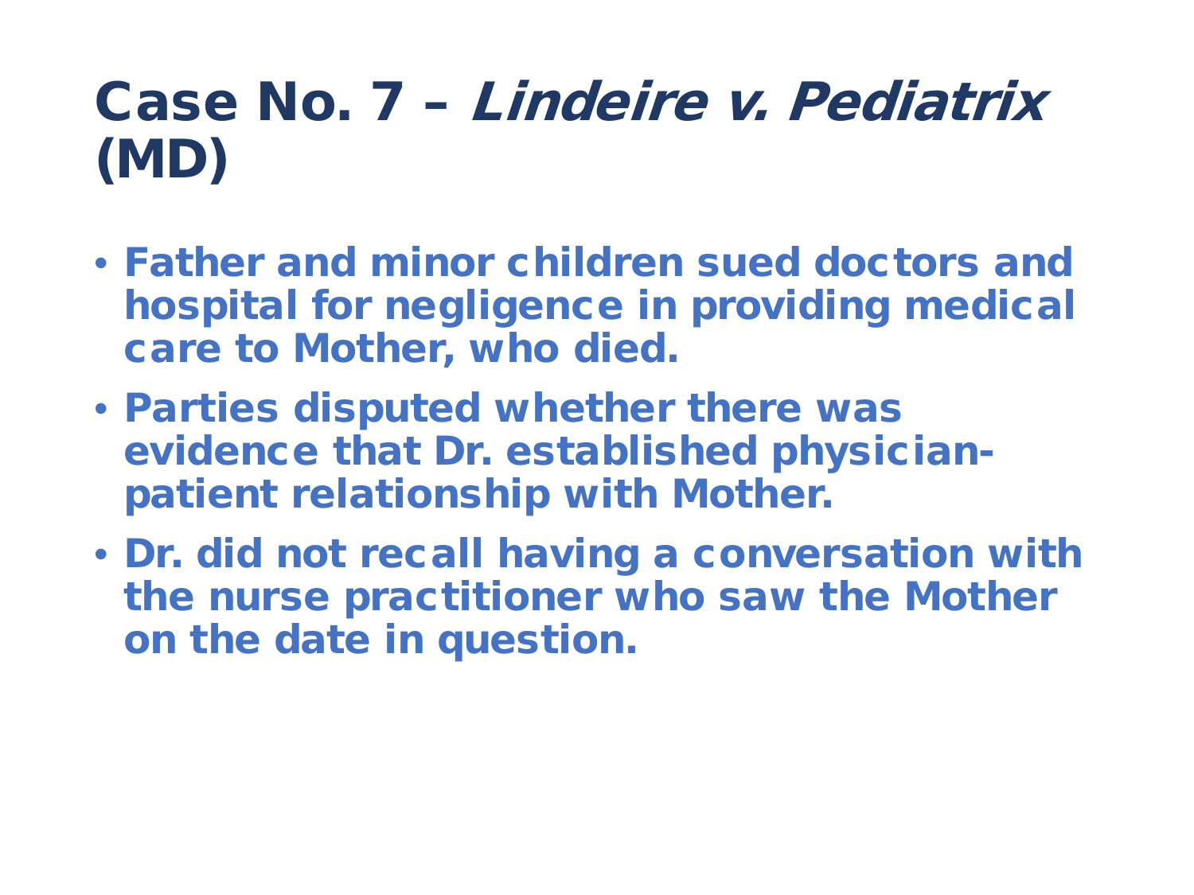# Case No. 7 – *Lindeire v. Pediatrix* (MD)

- Father and minor children sued doctors and hospital for negligence in providing medical care to Mother, who died.
- Parties disputed whether there was evidence that Dr. established physician-patient relationship with Mother.
- Dr. did not recall having a conversation with the nurse practitioner who saw the Mother on the date in question.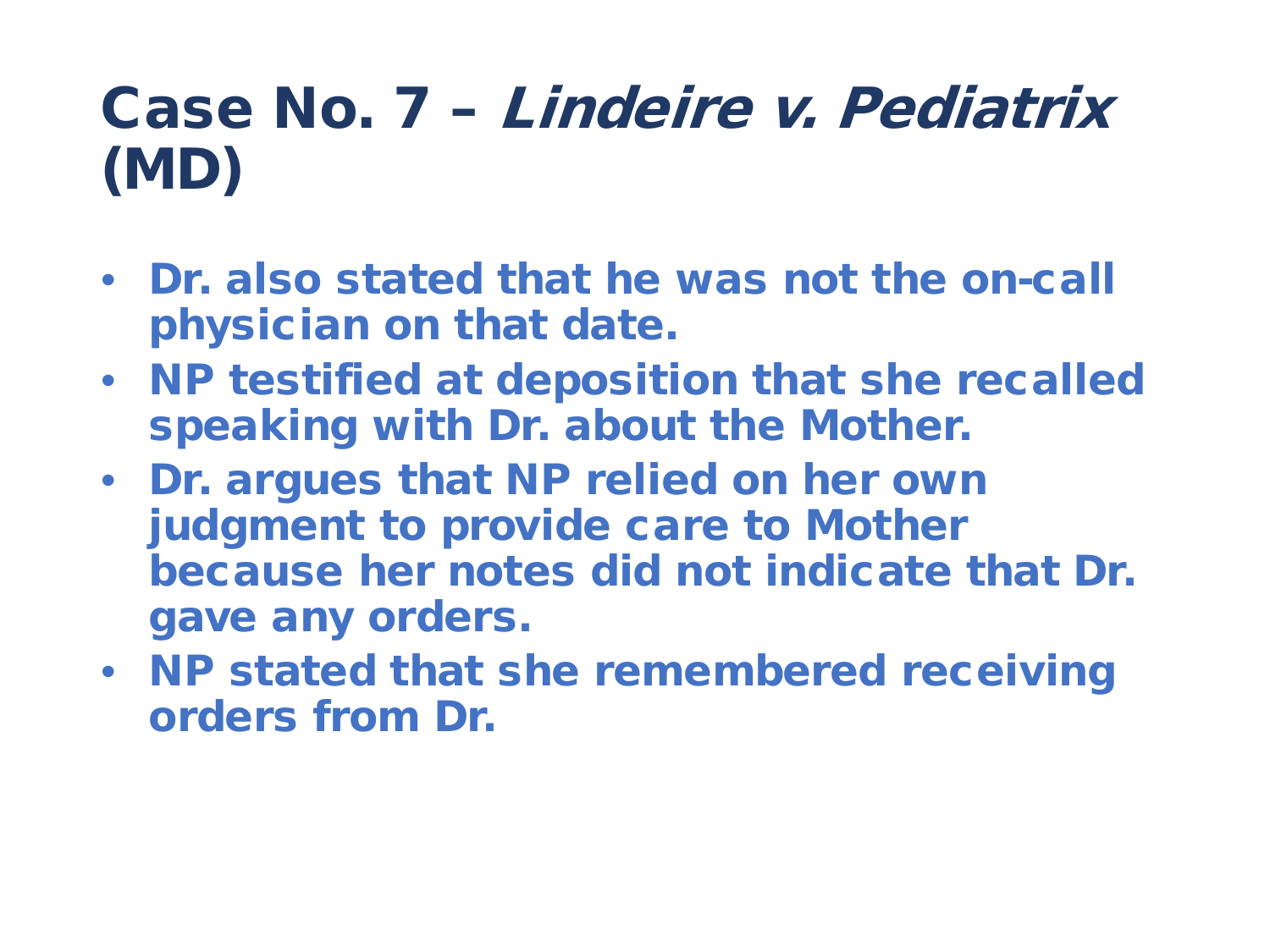# Case No. 7 – *Lindeire v. Pediatrix* (MD)

- **Dr. also stated that he was not the on-call physician on that date.**
- **NP testified at deposition that she recalled speaking with Dr. about the Mother.**
- **Dr. argues that NP relied on her own judgment to provide care to Mother because her notes did not indicate that Dr. gave any orders.**
- **NP stated that she remembered receiving orders from Dr.**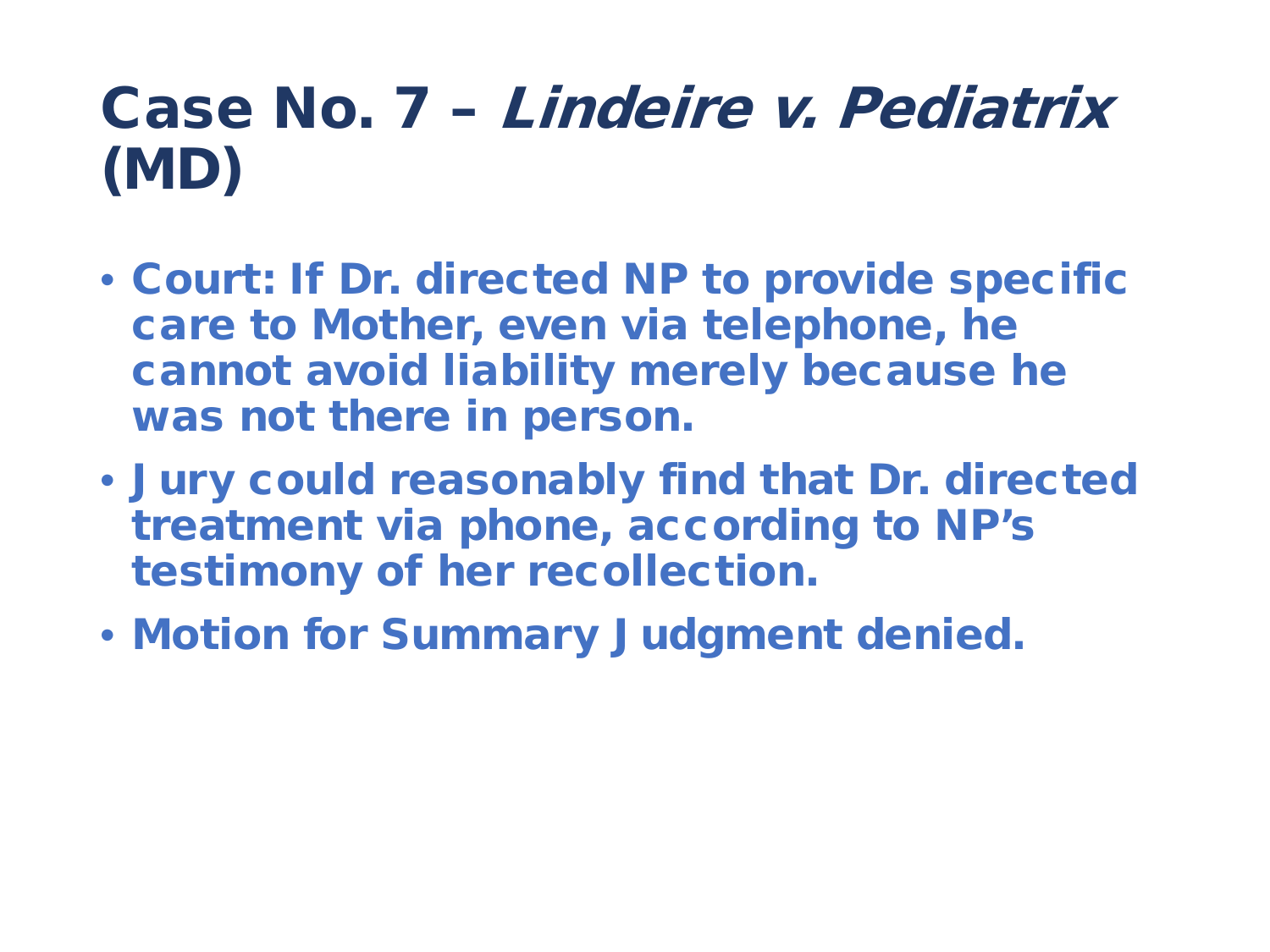# Case No. 7 – *Lindeire v. Pediatrix* (MD)

- **Court: If Dr. directed NP to provide specific care to Mother, even via telephone, he cannot avoid liability merely because he was not there in person.**
- **Jury could reasonably find that Dr. directed treatment via phone, according to NP's testimony of her recollection.**
- **Motion for Summary Judgment denied.**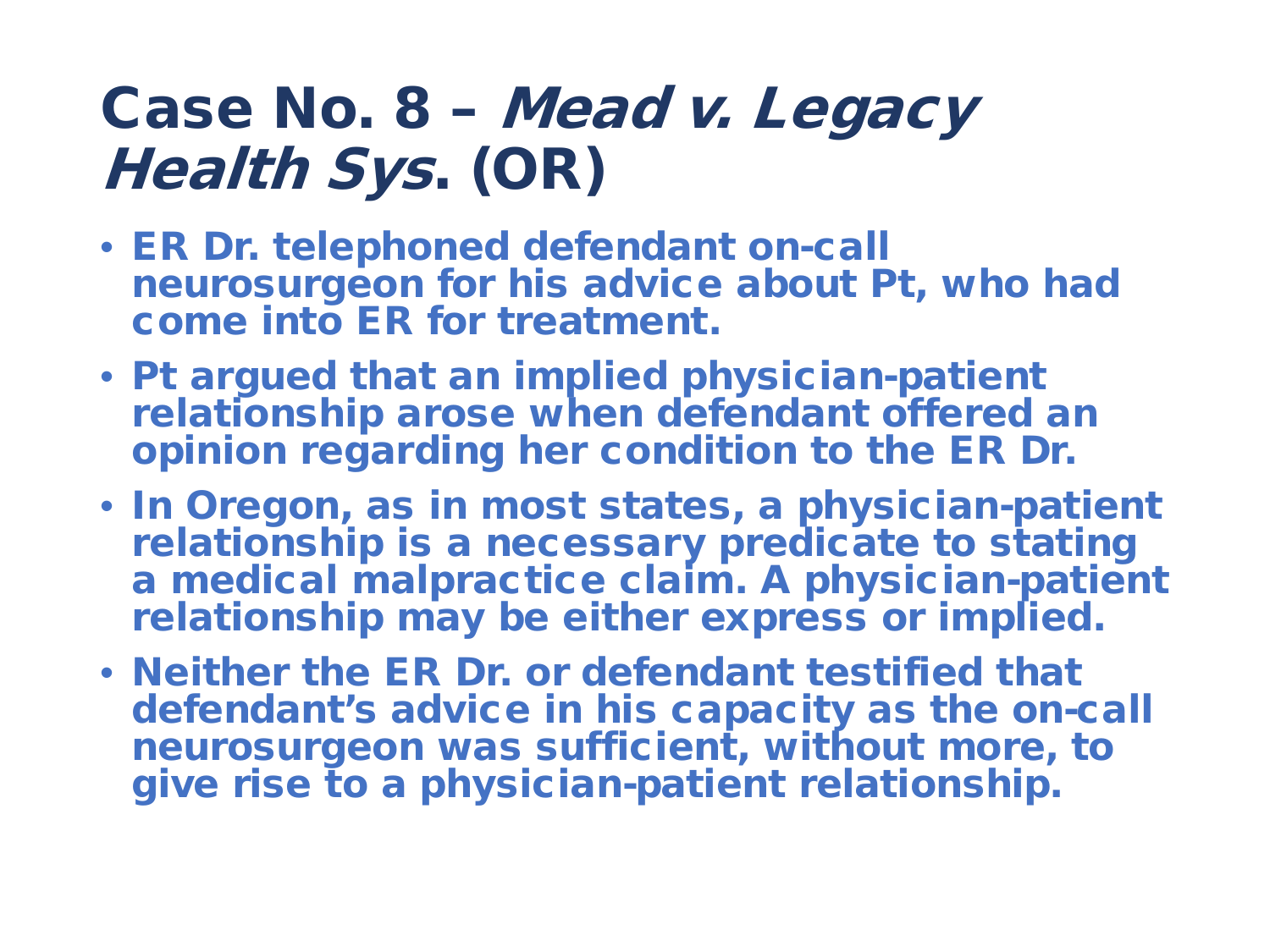# Case No. 8 – *Mead v. Legacy Health Sys*. (OR)

- ER Dr. telephoned defendant on-call neurosurgeon for his advice about Pt, who had come into ER for treatment.
- Pt argued that an implied physician-patient relationship arose when defendant offered an opinion regarding her condition to the ER Dr.
- In Oregon, as in most states, a physician-patient relationship is a necessary predicate to stating a medical malpractice claim. A physician-patient relationship may be either express or implied.
- Neither the ER Dr. or defendant testified that defendant's advice in his capacity as the on-call neurosurgeon was sufficient, without more, to give rise to a physician-patient relationship.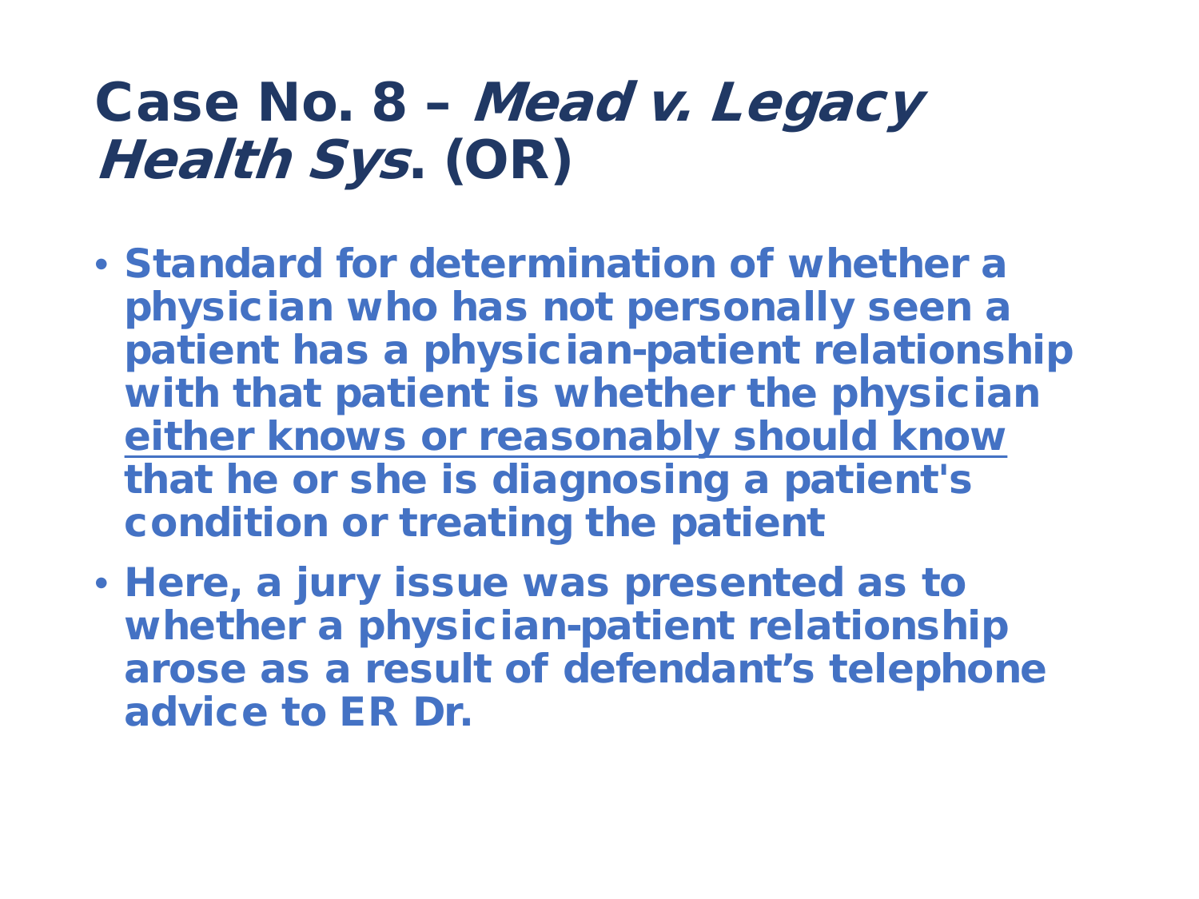# Case No. 8 – *Mead v. Legacy Health Sys*. (OR)

- **Standard for determination of whether a physician who has not personally seen a patient has a physician-patient relationship with that patient is whether the physician <u>either knows or reasonably should know</u> that he or she is diagnosing a patient's condition or treating the patient**
- **Here, a jury issue was presented as to whether a physician-patient relationship arose as a result of defendant's telephone advice to ER Dr.**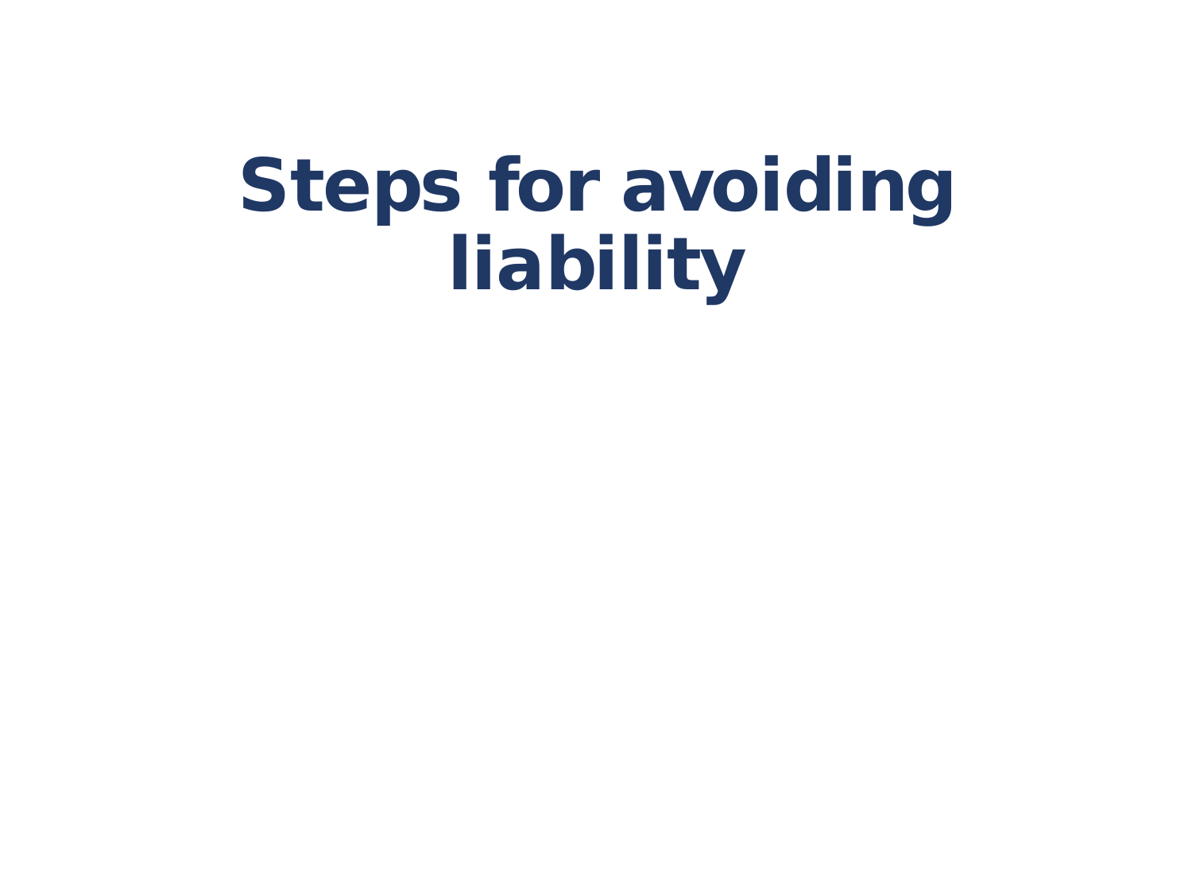# Steps for avoiding liability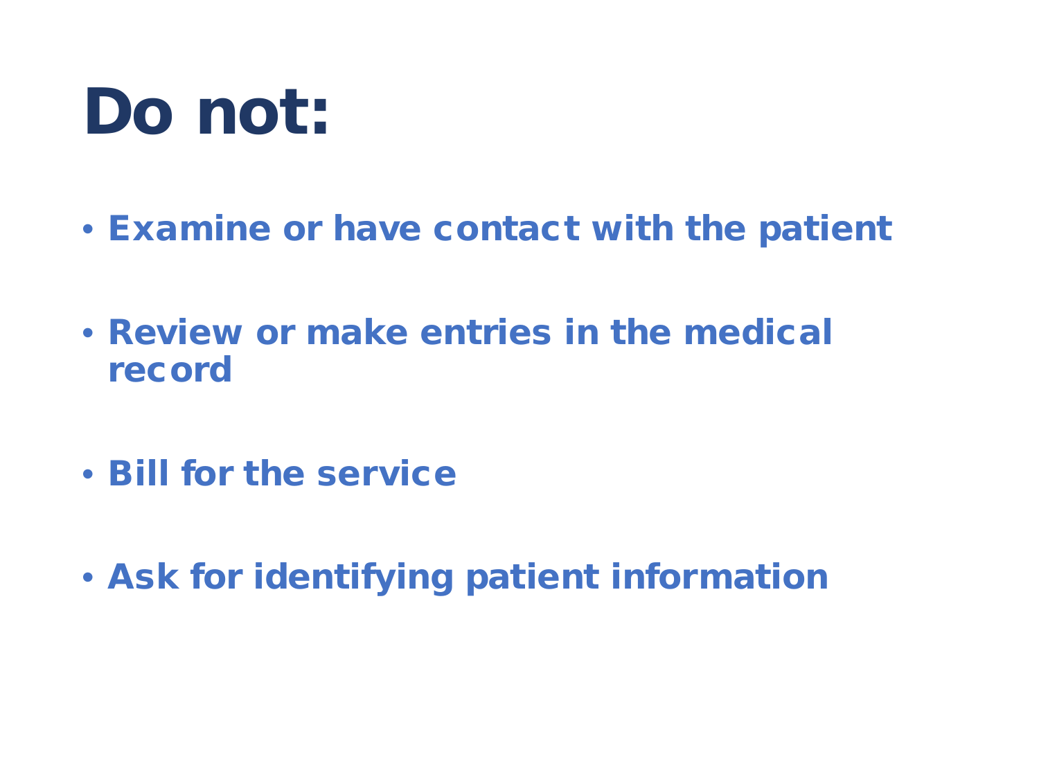# Do not:

- **Examine or have contact with the patient**
- **Review or make entries in the medical record**
- **Bill for the service**
- **Ask for identifying patient information**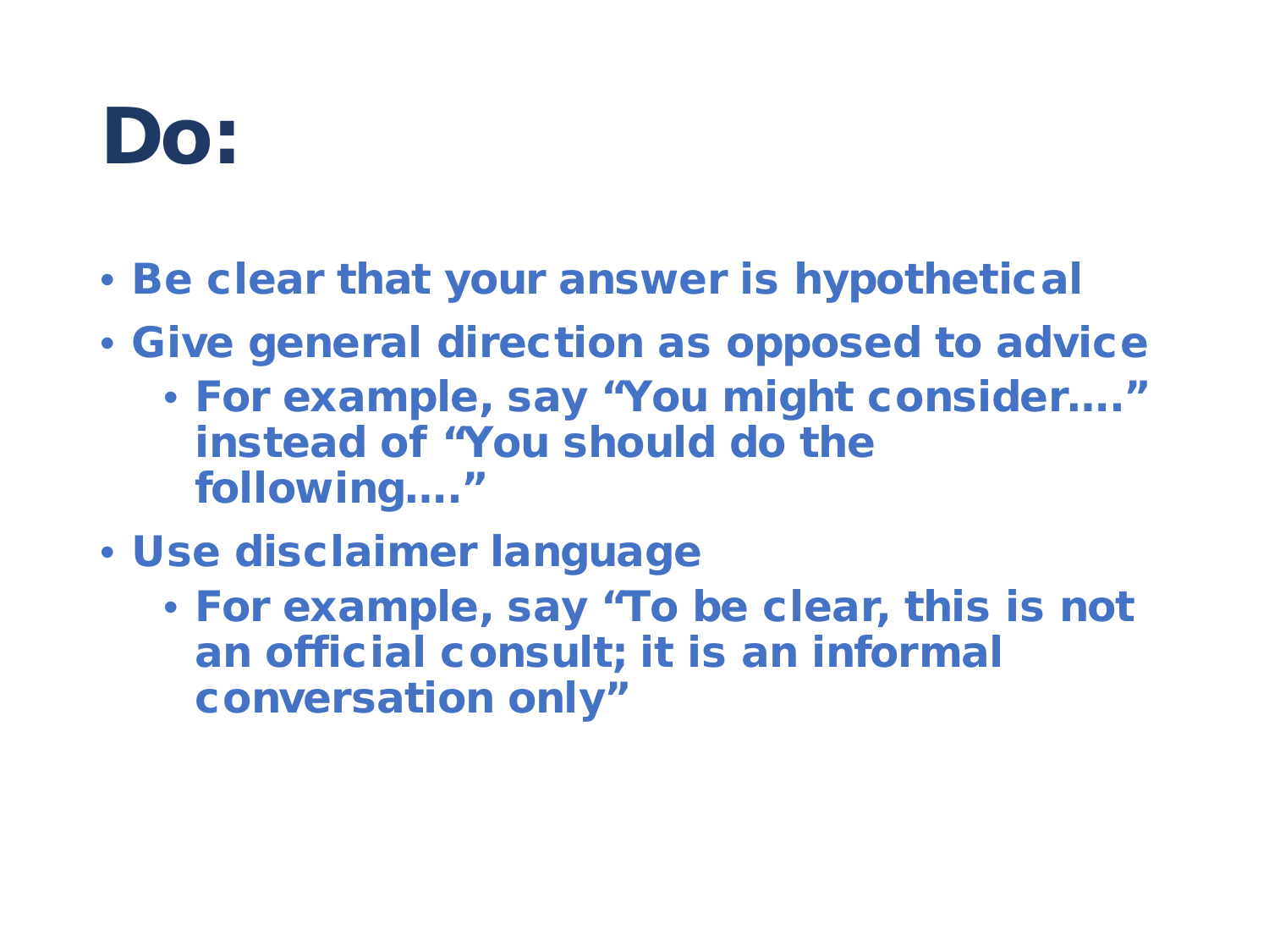# Do:

- **Be clear that your answer is hypothetical**
- **Give general direction as opposed to advice**
  - **For example, say "You might consider…." instead of "You should do the following…."**
- **Use disclaimer language**
  - **For example, say "To be clear, this is not an official consult; it is an informal conversation only"**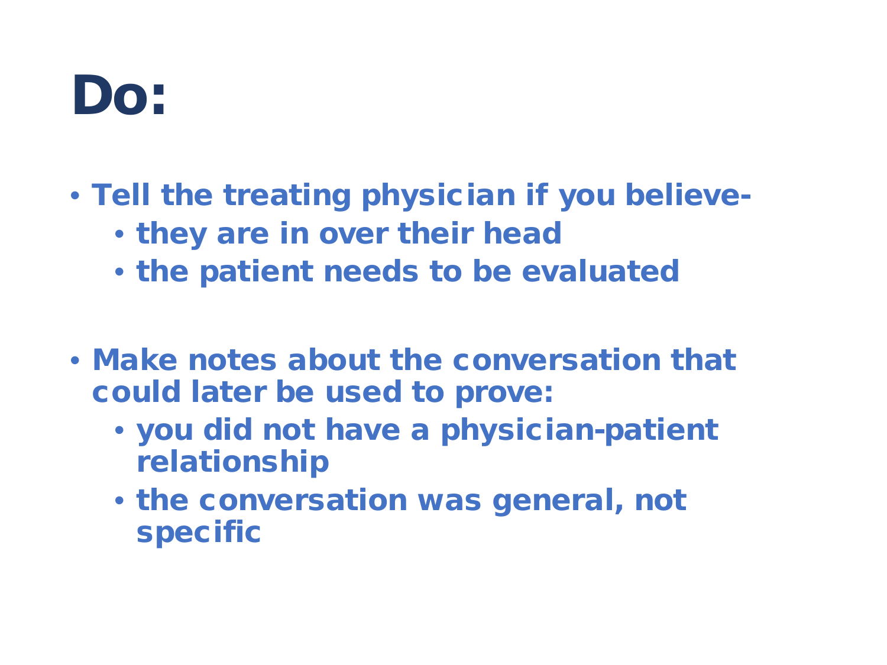# Do:

- Tell the treating physician if you believe-
  - they are in over their head
  - the patient needs to be evaluated

- Make notes about the conversation that could later be used to prove:
  - you did not have a physician-patient relationship
  - the conversation was general, not specific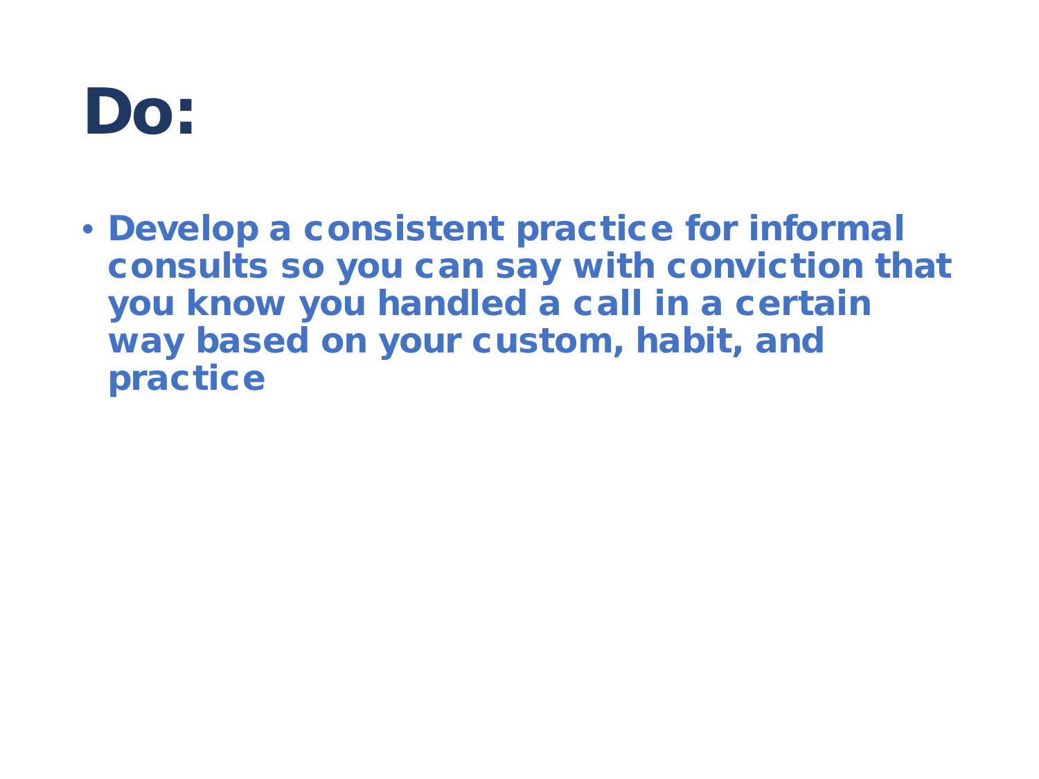# Do:

- **Develop a consistent practice for informal consults so you can say with conviction that you know you handled a call in a certain way based on your custom, habit, and practice**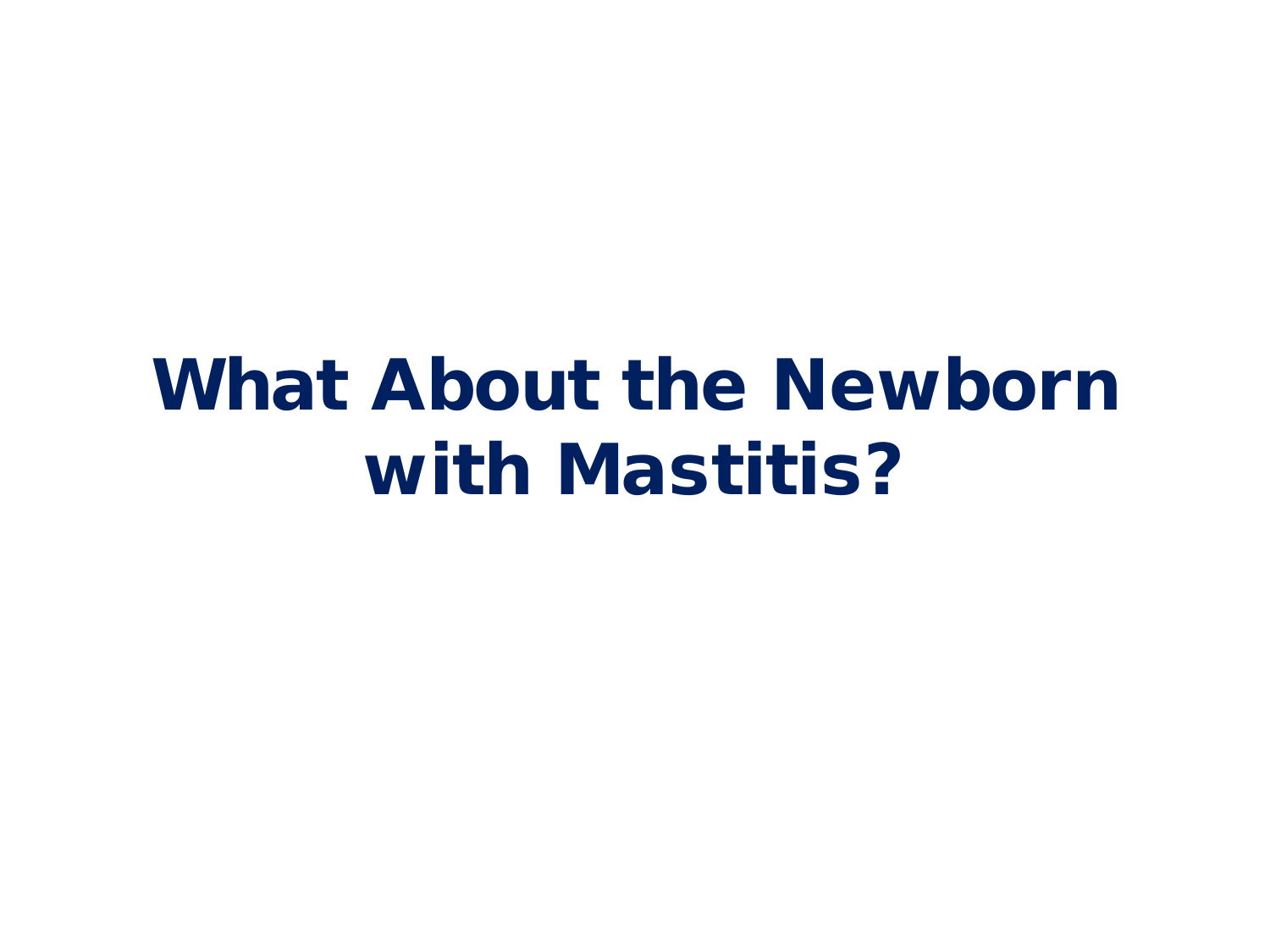# What About the Newborn with Mastitis?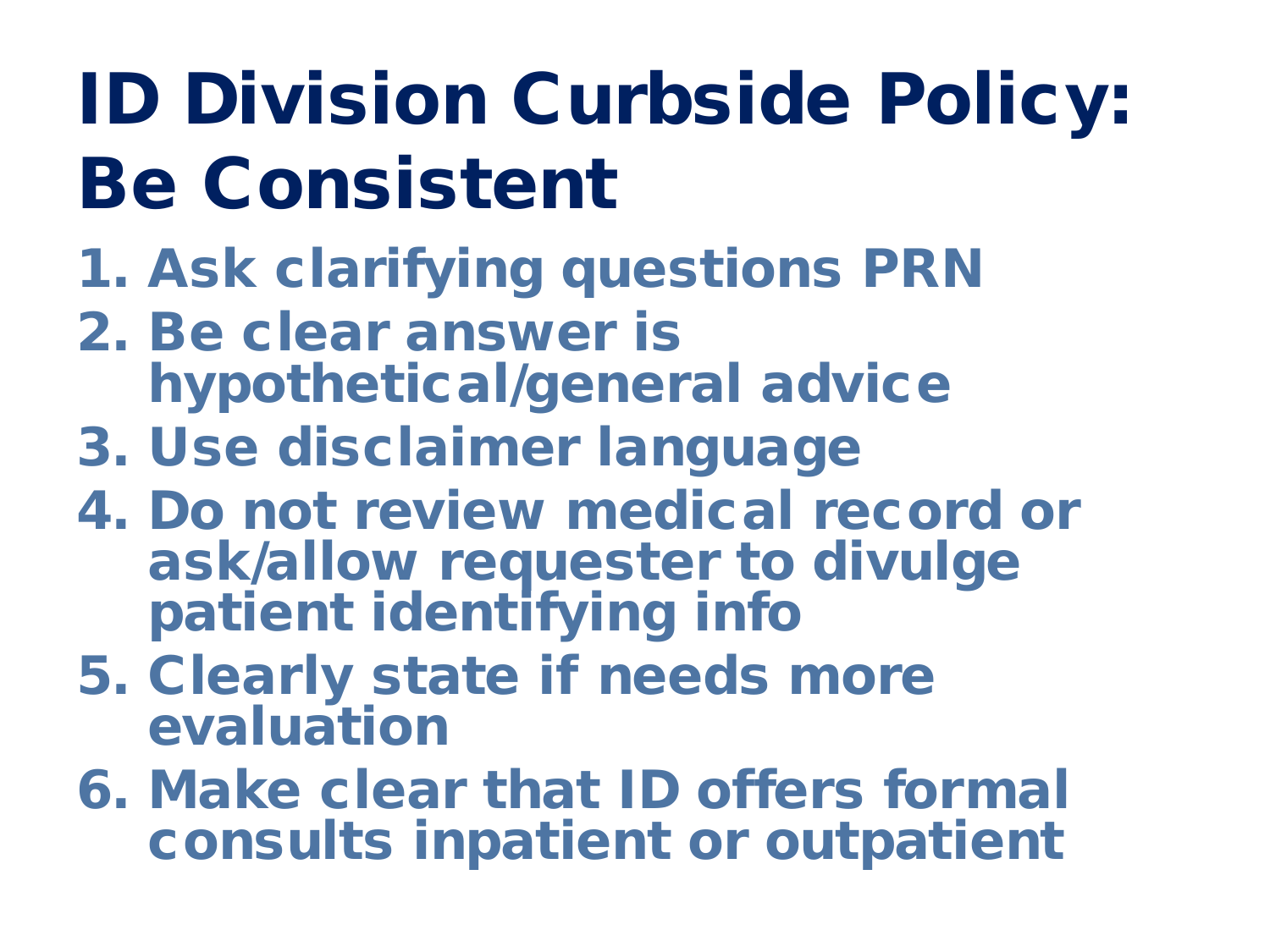# ID Division Curbside Policy: Be Consistent

1. Ask clarifying questions PRN
2. Be clear answer is hypothetical/general advice
3. Use disclaimer language
4. Do not review medical record or ask/allow requester to divulge patient identifying info
5. Clearly state if needs more evaluation
6. Make clear that ID offers formal consults inpatient or outpatient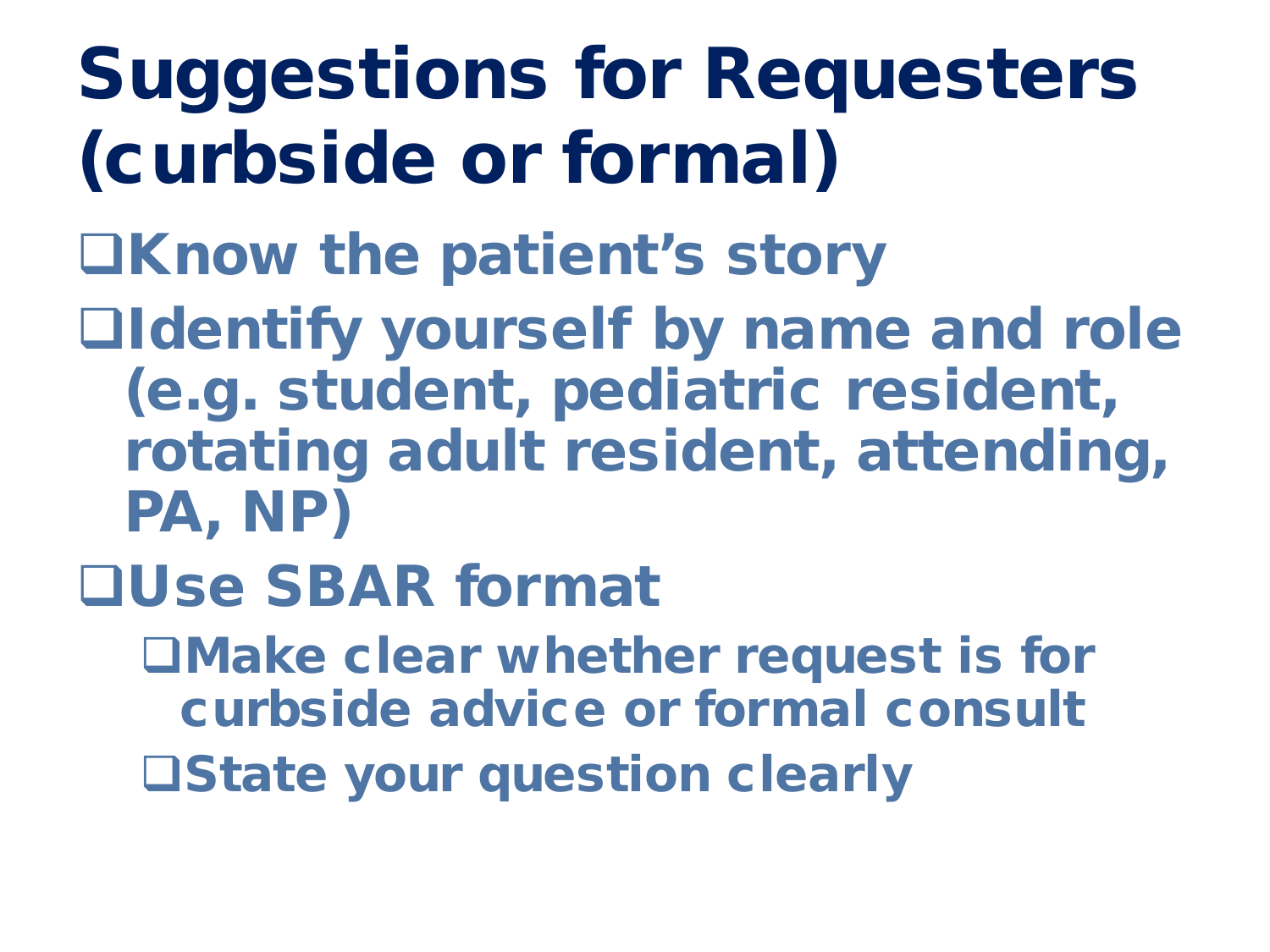# Suggestions for Requesters (curbside or formal)

- Know the patient's story
- Identify yourself by name and role (e.g. student, pediatric resident, rotating adult resident, attending, PA, NP)
- Use SBAR format
  - Make clear whether request is for curbside advice or formal consult
  - State your question clearly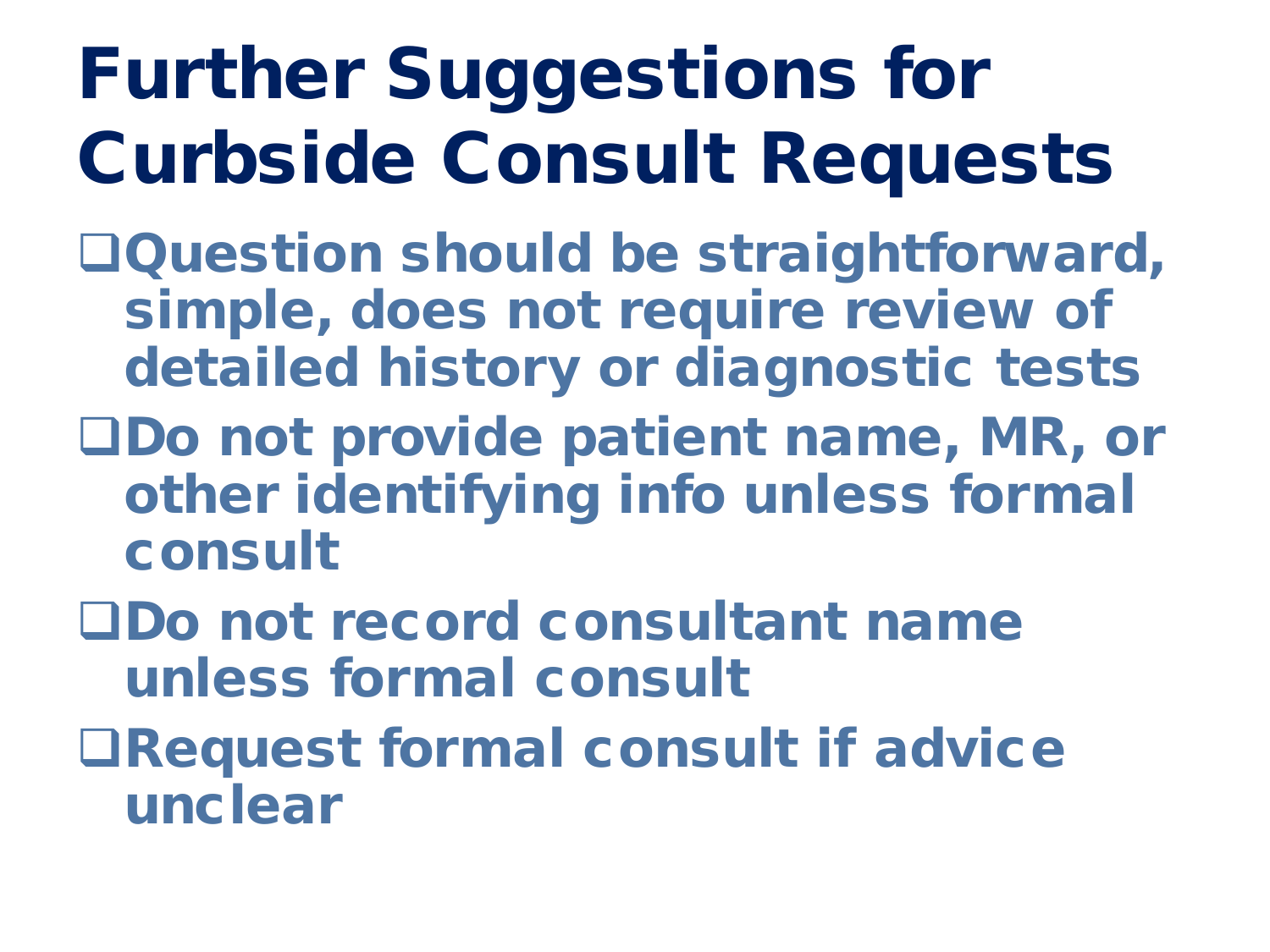# Further Suggestions for Curbside Consult Requests

- Question should be straightforward, simple, does not require review of detailed history or diagnostic tests
- Do not provide patient name, MR, or other identifying info unless formal consult
- Do not record consultant name unless formal consult
- Request formal consult if advice unclear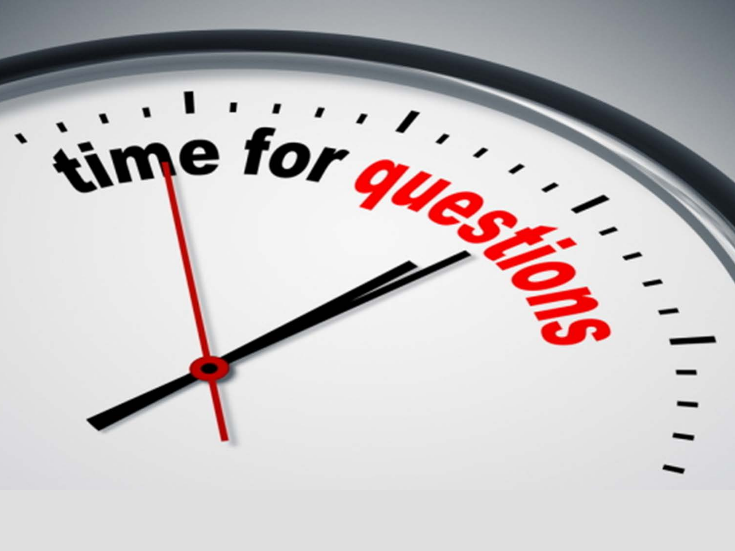time for questions